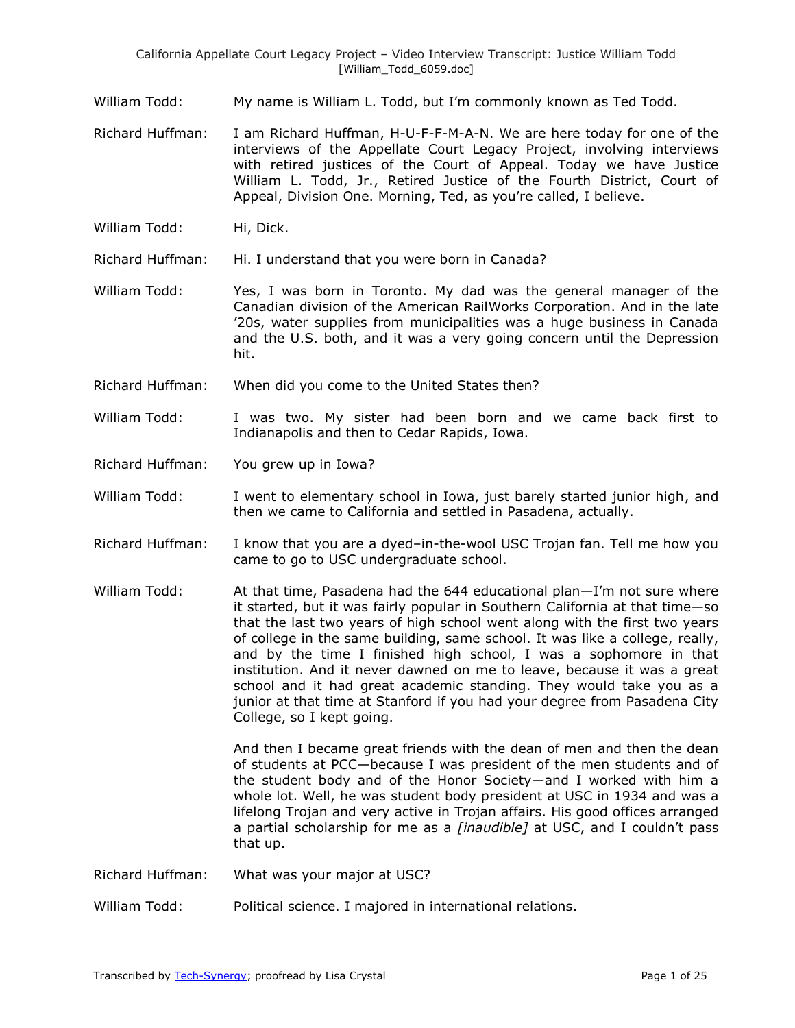William Todd: My name is William L. Todd, but I'm commonly known as Ted Todd.

Richard Huffman: I am Richard Huffman, H-U-F-F-M-A-N. We are here today for one of the interviews of the Appellate Court Legacy Project, involving interviews with retired justices of the Court of Appeal. Today we have Justice William L. Todd, Jr., Retired Justice of the Fourth District, Court of Appeal, Division One. Morning, Ted, as you're called, I believe.

William Todd: Hi, Dick.

Richard Huffman: Hi. I understand that you were born in Canada?

William Todd: Yes, I was born in Toronto. My dad was the general manager of the Canadian division of the American RailWorks Corporation. And in the late '20s, water supplies from municipalities was a huge business in Canada and the U.S. both, and it was a very going concern until the Depression hit.

Richard Huffman: When did you come to the United States then?

William Todd: I was two. My sister had been born and we came back first to Indianapolis and then to Cedar Rapids, Iowa.

Richard Huffman: You grew up in Iowa?

William Todd: I went to elementary school in Iowa, just barely started junior high, and then we came to California and settled in Pasadena, actually.

Richard Huffman: I know that you are a dyed–in-the-wool USC Trojan fan. Tell me how you came to go to USC undergraduate school.

William Todd: At that time, Pasadena had the 644 educational plan—I'm not sure where it started, but it was fairly popular in Southern California at that time—so that the last two years of high school went along with the first two years of college in the same building, same school. It was like a college, really, and by the time I finished high school, I was a sophomore in that institution. And it never dawned on me to leave, because it was a great school and it had great academic standing. They would take you as a junior at that time at Stanford if you had your degree from Pasadena City College, so I kept going.

And then I became great friends with the dean of men and then the dean of students at PCC—because I was president of the men students and of the student body and of the Honor Society—and I worked with him a whole lot. Well, he was student body president at USC in 1934 and was a lifelong Trojan and very active in Trojan affairs. His good offices arranged a partial scholarship for me as a *[inaudible]* at USC, and I couldn't pass that up.

Richard Huffman: What was your major at USC?

William Todd: Political science. I majored in international relations.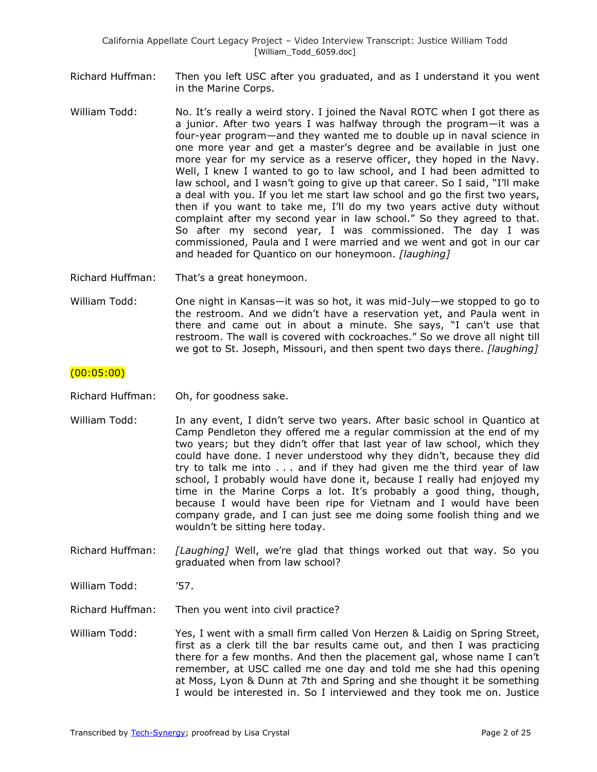Richard Huffman: Then you left USC after you graduated, and as I understand it you went in the Marine Corps.

William Todd: No. It's really a weird story. I joined the Naval ROTC when I got there as a junior. After two years I was halfway through the program—it was a four-year program—and they wanted me to double up in naval science in one more year and get a master's degree and be available in just one more year for my service as a reserve officer, they hoped in the Navy. Well, I knew I wanted to go to law school, and I had been admitted to law school, and I wasn't going to give up that career. So I said, "I'll make a deal with you. If you let me start law school and go the first two years, then if you want to take me, I'll do my two years active duty without complaint after my second year in law school." So they agreed to that. So after my second year, I was commissioned. The day I was commissioned, Paula and I were married and we went and got in our car and headed for Quantico on our honeymoon. *[laughing]*

Richard Huffman: That's a great honeymoon.

William Todd: One night in Kansas—it was so hot, it was mid-July—we stopped to go to the restroom. And we didn't have a reservation yet, and Paula went in there and came out in about a minute. She says, "I can't use that restroom. The wall is covered with cockroaches." So we drove all night till we got to St. Joseph, Missouri, and then spent two days there. *[laughing]*

(00:05:00)

Richard Huffman: Oh, for goodness sake.

William Todd: In any event, I didn't serve two years. After basic school in Quantico at Camp Pendleton they offered me a regular commission at the end of my two years; but they didn't offer that last year of law school, which they could have done. I never understood why they didn't, because they did try to talk me into . . . and if they had given me the third year of law school, I probably would have done it, because I really had enjoyed my time in the Marine Corps a lot. It's probably a good thing, though, because I would have been ripe for Vietnam and I would have been company grade, and I can just see me doing some foolish thing and we wouldn't be sitting here today.

Richard Huffman: *[Laughing]* Well, we're glad that things worked out that way. So you graduated when from law school?

William Todd: '57.

Richard Huffman: Then you went into civil practice?

William Todd: Yes, I went with a small firm called Von Herzen & Laidig on Spring Street, first as a clerk till the bar results came out, and then I was practicing there for a few months. And then the placement gal, whose name I can't remember, at USC called me one day and told me she had this opening at Moss, Lyon & Dunn at 7th and Spring and she thought it be something I would be interested in. So I interviewed and they took me on. Justice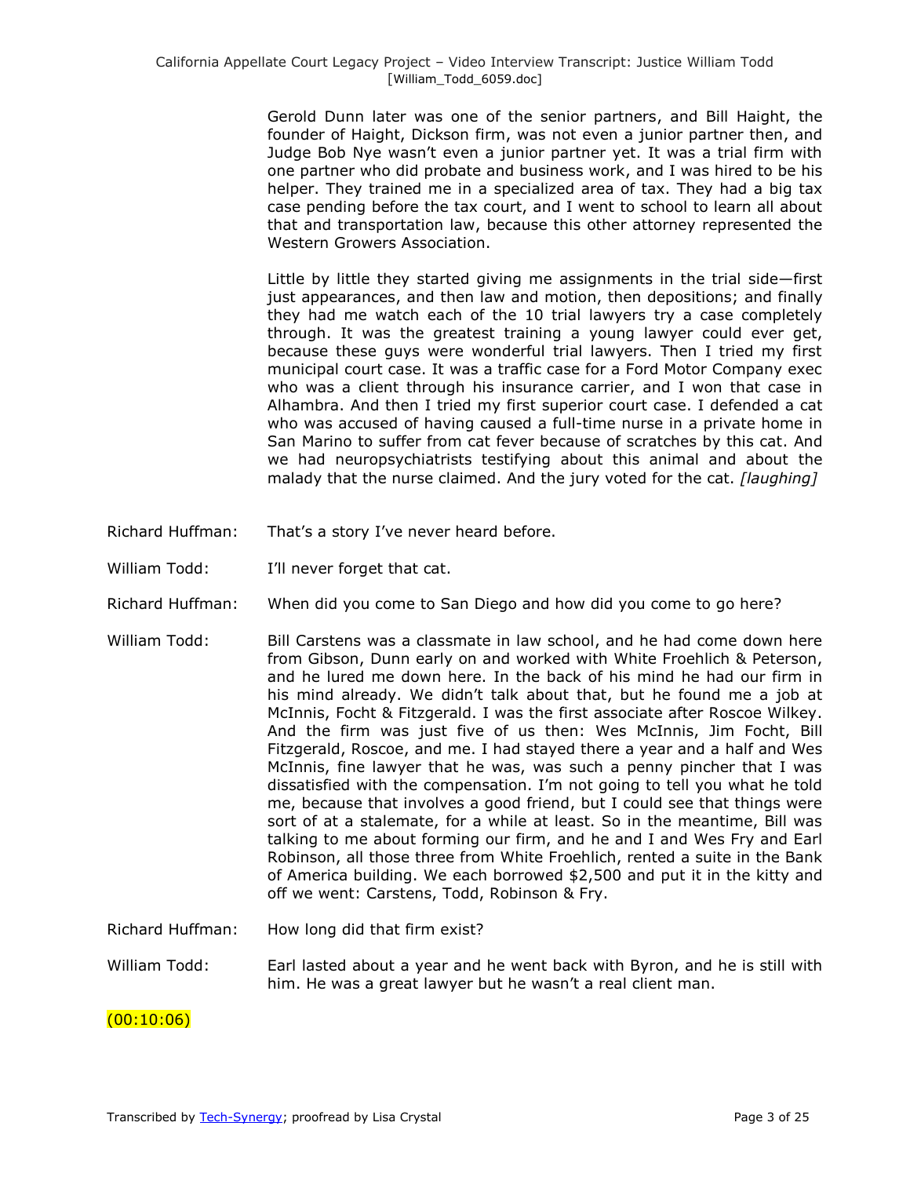Gerold Dunn later was one of the senior partners, and Bill Haight, the founder of Haight, Dickson firm, was not even a junior partner then, and Judge Bob Nye wasn't even a junior partner yet. It was a trial firm with one partner who did probate and business work, and I was hired to be his helper. They trained me in a specialized area of tax. They had a big tax case pending before the tax court, and I went to school to learn all about that and transportation law, because this other attorney represented the Western Growers Association.

Little by little they started giving me assignments in the trial side—first just appearances, and then law and motion, then depositions; and finally they had me watch each of the 10 trial lawyers try a case completely through. It was the greatest training a young lawyer could ever get, because these guys were wonderful trial lawyers. Then I tried my first municipal court case. It was a traffic case for a Ford Motor Company exec who was a client through his insurance carrier, and I won that case in Alhambra. And then I tried my first superior court case. I defended a cat who was accused of having caused a full-time nurse in a private home in San Marino to suffer from cat fever because of scratches by this cat. And we had neuropsychiatrists testifying about this animal and about the malady that the nurse claimed. And the jury voted for the cat. *[laughing]*

Richard Huffman: That's a story I've never heard before.

William Todd: I'll never forget that cat.

Richard Huffman: When did you come to San Diego and how did you come to go here?

William Todd: Bill Carstens was a classmate in law school, and he had come down here from Gibson, Dunn early on and worked with White Froehlich & Peterson, and he lured me down here. In the back of his mind he had our firm in his mind already. We didn't talk about that, but he found me a job at McInnis, Focht & Fitzgerald. I was the first associate after Roscoe Wilkey. And the firm was just five of us then: Wes McInnis, Jim Focht, Bill Fitzgerald, Roscoe, and me. I had stayed there a year and a half and Wes McInnis, fine lawyer that he was, was such a penny pincher that I was dissatisfied with the compensation. I'm not going to tell you what he told me, because that involves a good friend, but I could see that things were sort of at a stalemate, for a while at least. So in the meantime, Bill was talking to me about forming our firm, and he and I and Wes Fry and Earl Robinson, all those three from White Froehlich, rented a suite in the Bank of America building. We each borrowed $2,500 and put it in the kitty and off we went: Carstens, Todd, Robinson & Fry.

Richard Huffman: How long did that firm exist?

William Todd: Earl lasted about a year and he went back with Byron, and he is still with him. He was a great lawyer but he wasn't a real client man.

(00:10:06)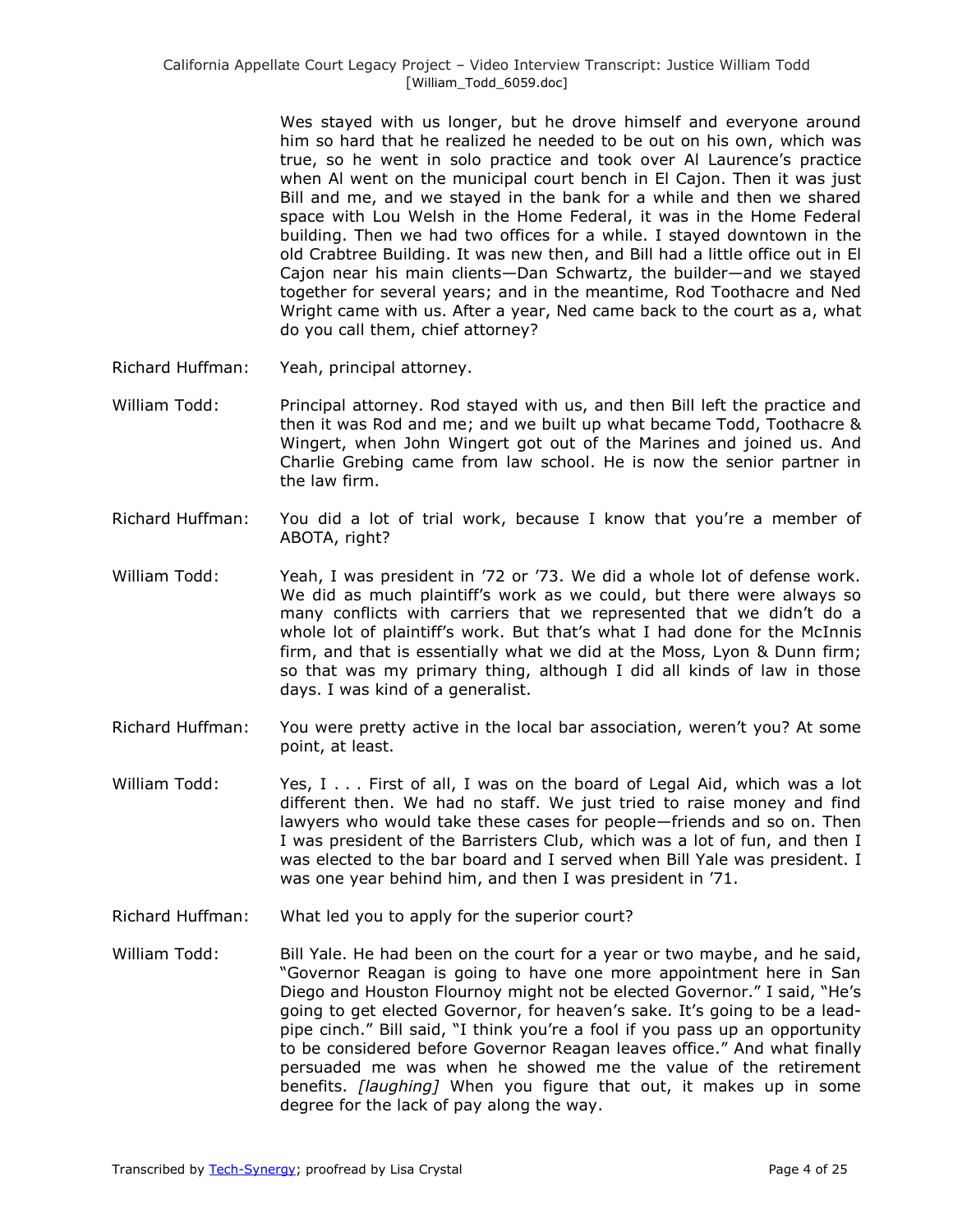Wes stayed with us longer, but he drove himself and everyone around him so hard that he realized he needed to be out on his own, which was true, so he went in solo practice and took over Al Laurence's practice when Al went on the municipal court bench in El Cajon. Then it was just Bill and me, and we stayed in the bank for a while and then we shared space with Lou Welsh in the Home Federal, it was in the Home Federal building. Then we had two offices for a while. I stayed downtown in the old Crabtree Building. It was new then, and Bill had a little office out in El Cajon near his main clients—Dan Schwartz, the builder—and we stayed together for several years; and in the meantime, Rod Toothacre and Ned Wright came with us. After a year, Ned came back to the court as a, what do you call them, chief attorney?

Richard Huffman: Yeah, principal attorney.

William Todd: Principal attorney. Rod stayed with us, and then Bill left the practice and then it was Rod and me; and we built up what became Todd, Toothacre & Wingert, when John Wingert got out of the Marines and joined us. And Charlie Grebing came from law school. He is now the senior partner in the law firm.

Richard Huffman: You did a lot of trial work, because I know that you're a member of ABOTA, right?

William Todd: Yeah, I was president in '72 or '73. We did a whole lot of defense work. We did as much plaintiff's work as we could, but there were always so many conflicts with carriers that we represented that we didn't do a whole lot of plaintiff's work. But that's what I had done for the McInnis firm, and that is essentially what we did at the Moss, Lyon & Dunn firm; so that was my primary thing, although I did all kinds of law in those days. I was kind of a generalist.

Richard Huffman: You were pretty active in the local bar association, weren't you? At some point, at least.

William Todd: Yes, I . . . First of all, I was on the board of Legal Aid, which was a lot different then. We had no staff. We just tried to raise money and find lawyers who would take these cases for people—friends and so on. Then I was president of the Barristers Club, which was a lot of fun, and then I was elected to the bar board and I served when Bill Yale was president. I was one year behind him, and then I was president in '71.

Richard Huffman: What led you to apply for the superior court?

William Todd: Bill Yale. He had been on the court for a year or two maybe, and he said, "Governor Reagan is going to have one more appointment here in San Diego and Houston Flournoy might not be elected Governor." I said, "He's going to get elected Governor, for heaven's sake. It's going to be a lead-pipe cinch." Bill said, "I think you're a fool if you pass up an opportunity to be considered before Governor Reagan leaves office." And what finally persuaded me was when he showed me the value of the retirement benefits. *[laughing]* When you figure that out, it makes up in some degree for the lack of pay along the way.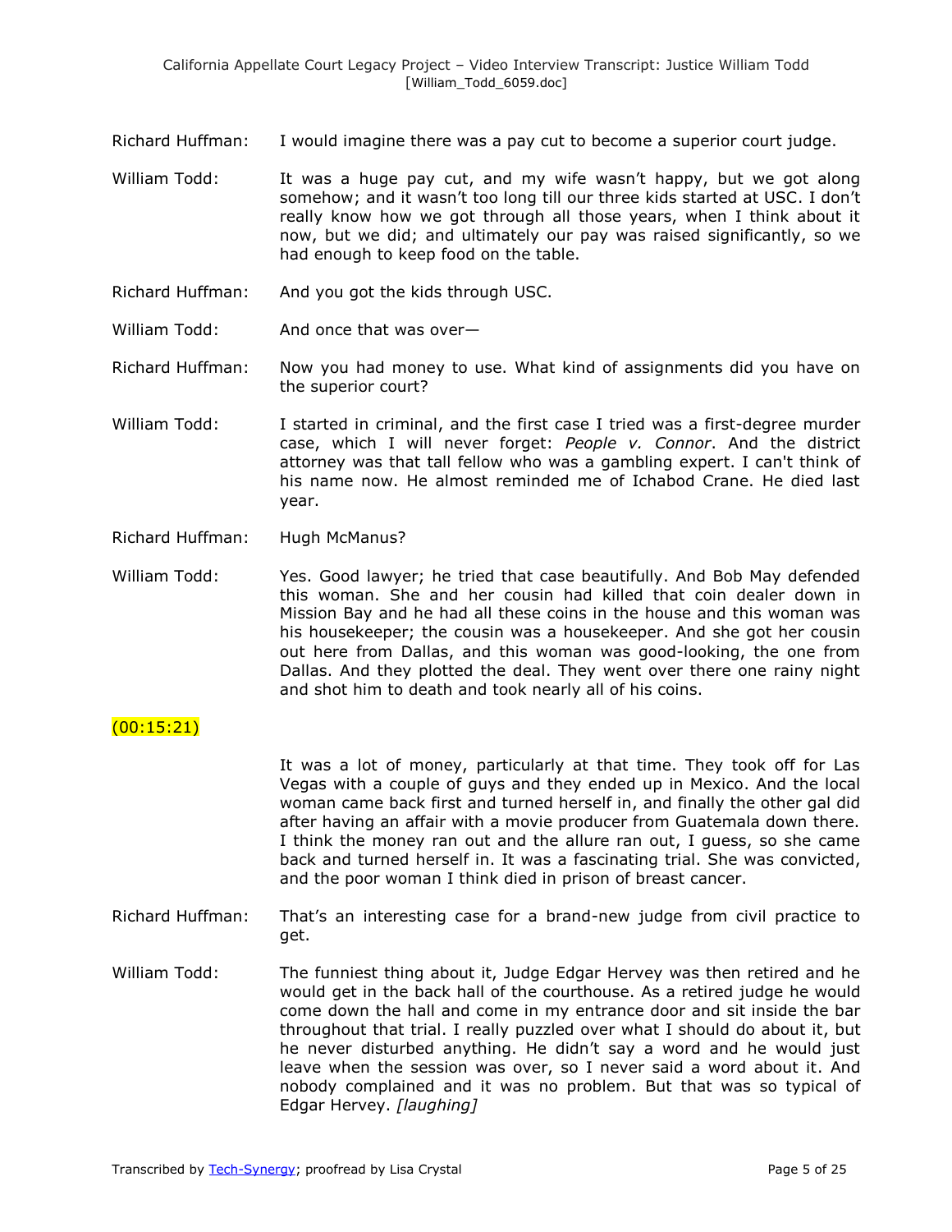Richard Huffman: I would imagine there was a pay cut to become a superior court judge.

William Todd: It was a huge pay cut, and my wife wasn't happy, but we got along somehow; and it wasn't too long till our three kids started at USC. I don't really know how we got through all those years, when I think about it now, but we did; and ultimately our pay was raised significantly, so we had enough to keep food on the table.

Richard Huffman: And you got the kids through USC.

William Todd: And once that was over—

Richard Huffman: Now you had money to use. What kind of assignments did you have on the superior court?

William Todd: I started in criminal, and the first case I tried was a first-degree murder case, which I will never forget: *People v. Connor*. And the district attorney was that tall fellow who was a gambling expert. I can't think of his name now. He almost reminded me of Ichabod Crane. He died last year.

Richard Huffman: Hugh McManus?

William Todd: Yes. Good lawyer; he tried that case beautifully. And Bob May defended this woman. She and her cousin had killed that coin dealer down in Mission Bay and he had all these coins in the house and this woman was his housekeeper; the cousin was a housekeeper. And she got her cousin out here from Dallas, and this woman was good-looking, the one from Dallas. And they plotted the deal. They went over there one rainy night and shot him to death and took nearly all of his coins.

(00:15:21)

It was a lot of money, particularly at that time. They took off for Las Vegas with a couple of guys and they ended up in Mexico. And the local woman came back first and turned herself in, and finally the other gal did after having an affair with a movie producer from Guatemala down there. I think the money ran out and the allure ran out, I guess, so she came back and turned herself in. It was a fascinating trial. She was convicted, and the poor woman I think died in prison of breast cancer.

Richard Huffman: That's an interesting case for a brand-new judge from civil practice to get.

William Todd: The funniest thing about it, Judge Edgar Hervey was then retired and he would get in the back hall of the courthouse. As a retired judge he would come down the hall and come in my entrance door and sit inside the bar throughout that trial. I really puzzled over what I should do about it, but he never disturbed anything. He didn't say a word and he would just leave when the session was over, so I never said a word about it. And nobody complained and it was no problem. But that was so typical of Edgar Hervey. *[laughing]*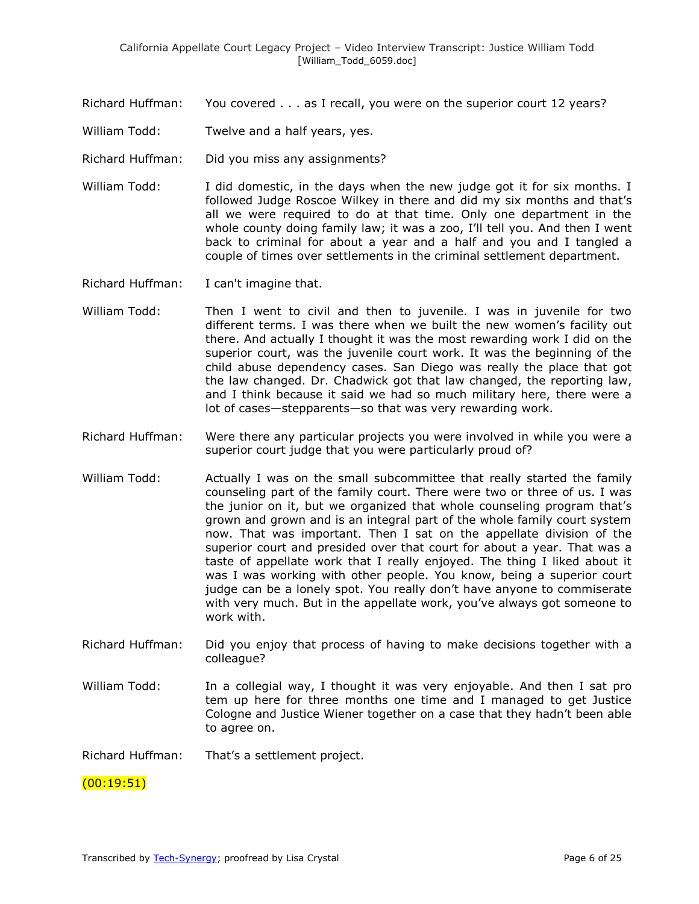Richard Huffman: You covered . . . as I recall, you were on the superior court 12 years?

William Todd: Twelve and a half years, yes.

Richard Huffman: Did you miss any assignments?

William Todd: I did domestic, in the days when the new judge got it for six months. I followed Judge Roscoe Wilkey in there and did my six months and that's all we were required to do at that time. Only one department in the whole county doing family law; it was a zoo, I'll tell you. And then I went back to criminal for about a year and a half and you and I tangled a couple of times over settlements in the criminal settlement department.

Richard Huffman: I can't imagine that.

William Todd: Then I went to civil and then to juvenile. I was in juvenile for two different terms. I was there when we built the new women's facility out there. And actually I thought it was the most rewarding work I did on the superior court, was the juvenile court work. It was the beginning of the child abuse dependency cases. San Diego was really the place that got the law changed. Dr. Chadwick got that law changed, the reporting law, and I think because it said we had so much military here, there were a lot of cases—stepparents—so that was very rewarding work.

Richard Huffman: Were there any particular projects you were involved in while you were a superior court judge that you were particularly proud of?

William Todd: Actually I was on the small subcommittee that really started the family counseling part of the family court. There were two or three of us. I was the junior on it, but we organized that whole counseling program that's grown and grown and is an integral part of the whole family court system now. That was important. Then I sat on the appellate division of the superior court and presided over that court for about a year. That was a taste of appellate work that I really enjoyed. The thing I liked about it was I was working with other people. You know, being a superior court judge can be a lonely spot. You really don't have anyone to commiserate with very much. But in the appellate work, you've always got someone to work with.

Richard Huffman: Did you enjoy that process of having to make decisions together with a colleague?

William Todd: In a collegial way, I thought it was very enjoyable. And then I sat pro tem up here for three months one time and I managed to get Justice Cologne and Justice Wiener together on a case that they hadn't been able to agree on.

Richard Huffman: That's a settlement project.

(00:19:51)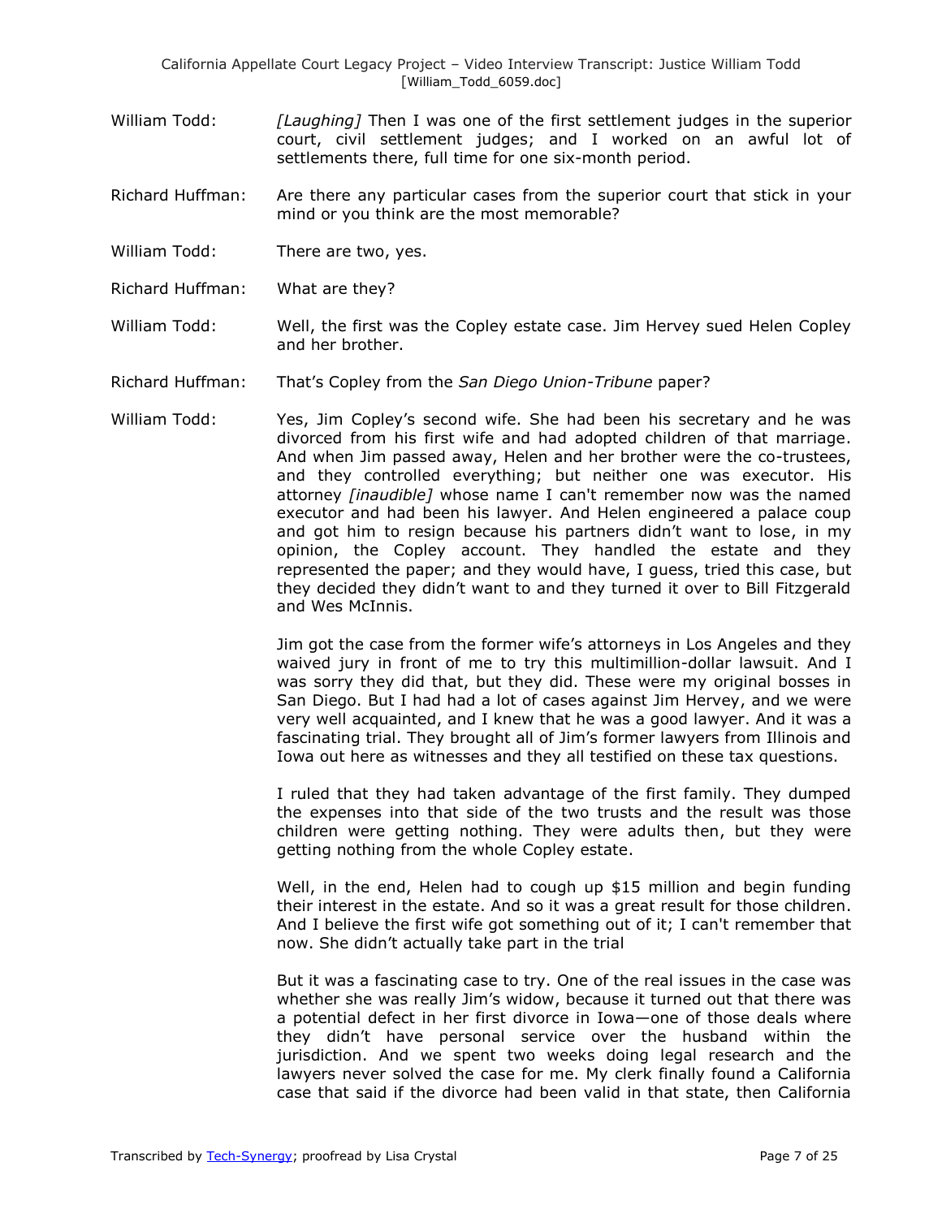William Todd: *[Laughing]* Then I was one of the first settlement judges in the superior court, civil settlement judges; and I worked on an awful lot of settlements there, full time for one six-month period.

Richard Huffman: Are there any particular cases from the superior court that stick in your mind or you think are the most memorable?

William Todd: There are two, yes.

Richard Huffman: What are they?

William Todd: Well, the first was the Copley estate case. Jim Hervey sued Helen Copley and her brother.

Richard Huffman: That's Copley from the *San Diego Union-Tribune* paper?

William Todd: Yes, Jim Copley's second wife. She had been his secretary and he was divorced from his first wife and had adopted children of that marriage. And when Jim passed away, Helen and her brother were the co-trustees, and they controlled everything; but neither one was executor. His attorney *[inaudible]* whose name I can't remember now was the named executor and had been his lawyer. And Helen engineered a palace coup and got him to resign because his partners didn't want to lose, in my opinion, the Copley account. They handled the estate and they represented the paper; and they would have, I guess, tried this case, but they decided they didn't want to and they turned it over to Bill Fitzgerald and Wes McInnis.

Jim got the case from the former wife's attorneys in Los Angeles and they waived jury in front of me to try this multimillion-dollar lawsuit. And I was sorry they did that, but they did. These were my original bosses in San Diego. But I had had a lot of cases against Jim Hervey, and we were very well acquainted, and I knew that he was a good lawyer. And it was a fascinating trial. They brought all of Jim's former lawyers from Illinois and Iowa out here as witnesses and they all testified on these tax questions.

I ruled that they had taken advantage of the first family. They dumped the expenses into that side of the two trusts and the result was those children were getting nothing. They were adults then, but they were getting nothing from the whole Copley estate.

Well, in the end, Helen had to cough up $15 million and begin funding their interest in the estate. And so it was a great result for those children. And I believe the first wife got something out of it; I can't remember that now. She didn't actually take part in the trial

But it was a fascinating case to try. One of the real issues in the case was whether she was really Jim's widow, because it turned out that there was a potential defect in her first divorce in Iowa—one of those deals where they didn't have personal service over the husband within the jurisdiction. And we spent two weeks doing legal research and the lawyers never solved the case for me. My clerk finally found a California case that said if the divorce had been valid in that state, then California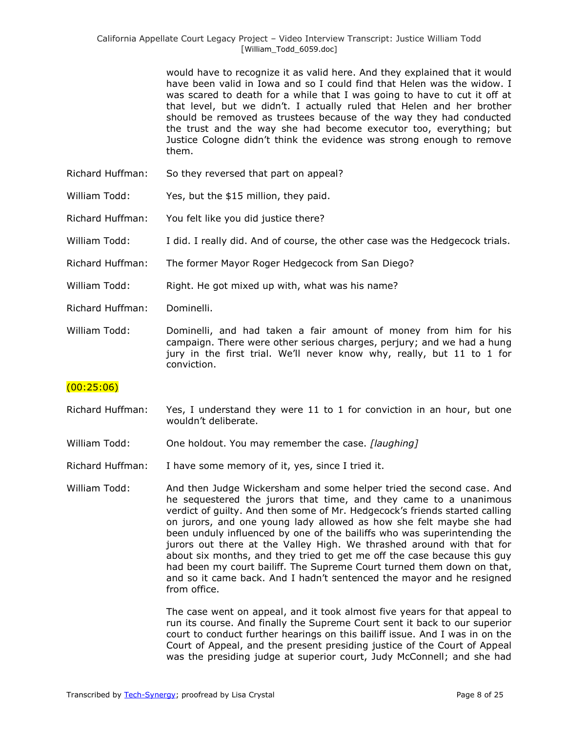would have to recognize it as valid here. And they explained that it would have been valid in Iowa and so I could find that Helen was the widow. I was scared to death for a while that I was going to have to cut it off at that level, but we didn't. I actually ruled that Helen and her brother should be removed as trustees because of the way they had conducted the trust and the way she had become executor too, everything; but Justice Cologne didn't think the evidence was strong enough to remove them.

Richard Huffman: So they reversed that part on appeal?

William Todd: Yes, but the $15 million, they paid.

Richard Huffman: You felt like you did justice there?

William Todd: I did. I really did. And of course, the other case was the Hedgecock trials.

Richard Huffman: The former Mayor Roger Hedgecock from San Diego?

William Todd: Right. He got mixed up with, what was his name?

Richard Huffman: Dominelli.

William Todd: Dominelli, and had taken a fair amount of money from him for his campaign. There were other serious charges, perjury; and we had a hung jury in the first trial. We'll never know why, really, but 11 to 1 for conviction.

(00:25:06)

Richard Huffman: Yes, I understand they were 11 to 1 for conviction in an hour, but one wouldn't deliberate.

William Todd: One holdout. You may remember the case. *[laughing]*

Richard Huffman: I have some memory of it, yes, since I tried it.

William Todd: And then Judge Wickersham and some helper tried the second case. And he sequestered the jurors that time, and they came to a unanimous verdict of guilty. And then some of Mr. Hedgecock's friends started calling on jurors, and one young lady allowed as how she felt maybe she had been unduly influenced by one of the bailiffs who was superintending the jurors out there at the Valley High. We thrashed around with that for about six months, and they tried to get me off the case because this guy had been my court bailiff. The Supreme Court turned them down on that, and so it came back. And I hadn't sentenced the mayor and he resigned from office.

The case went on appeal, and it took almost five years for that appeal to run its course. And finally the Supreme Court sent it back to our superior court to conduct further hearings on this bailiff issue. And I was in on the Court of Appeal, and the present presiding justice of the Court of Appeal was the presiding judge at superior court, Judy McConnell; and she had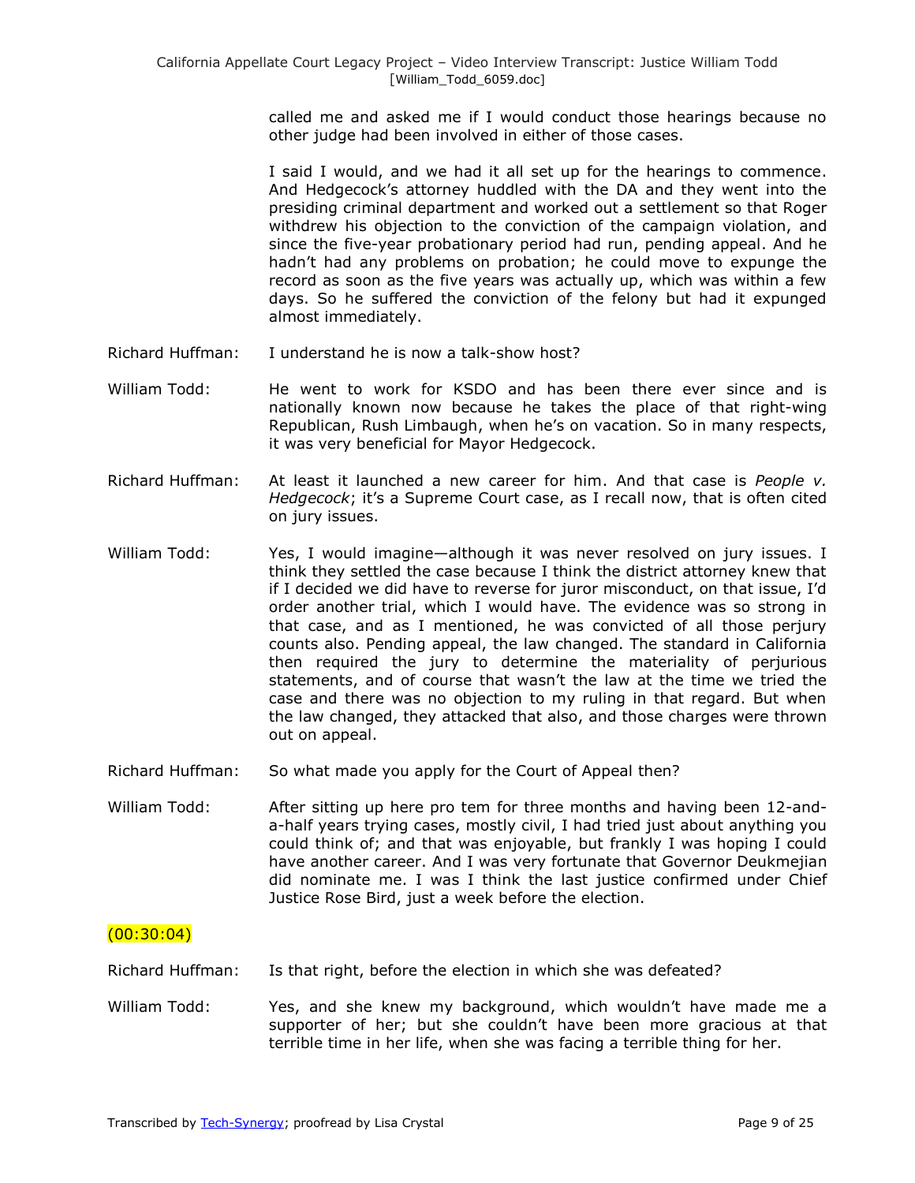called me and asked me if I would conduct those hearings because no other judge had been involved in either of those cases.

I said I would, and we had it all set up for the hearings to commence. And Hedgecock's attorney huddled with the DA and they went into the presiding criminal department and worked out a settlement so that Roger withdrew his objection to the conviction of the campaign violation, and since the five-year probationary period had run, pending appeal. And he hadn't had any problems on probation; he could move to expunge the record as soon as the five years was actually up, which was within a few days. So he suffered the conviction of the felony but had it expunged almost immediately.

Richard Huffman: I understand he is now a talk-show host?

William Todd: He went to work for KSDO and has been there ever since and is nationally known now because he takes the place of that right-wing Republican, Rush Limbaugh, when he's on vacation. So in many respects, it was very beneficial for Mayor Hedgecock.

Richard Huffman: At least it launched a new career for him. And that case is *People v. Hedgecock*; it's a Supreme Court case, as I recall now, that is often cited on jury issues.

William Todd: Yes, I would imagine—although it was never resolved on jury issues. I think they settled the case because I think the district attorney knew that if I decided we did have to reverse for juror misconduct, on that issue, I'd order another trial, which I would have. The evidence was so strong in that case, and as I mentioned, he was convicted of all those perjury counts also. Pending appeal, the law changed. The standard in California then required the jury to determine the materiality of perjurious statements, and of course that wasn't the law at the time we tried the case and there was no objection to my ruling in that regard. But when the law changed, they attacked that also, and those charges were thrown out on appeal.

Richard Huffman: So what made you apply for the Court of Appeal then?

William Todd: After sitting up here pro tem for three months and having been 12-and-a-half years trying cases, mostly civil, I had tried just about anything you could think of; and that was enjoyable, but frankly I was hoping I could have another career. And I was very fortunate that Governor Deukmejian did nominate me. I was I think the last justice confirmed under Chief Justice Rose Bird, just a week before the election.

(00:30:04)

Richard Huffman: Is that right, before the election in which she was defeated?

William Todd: Yes, and she knew my background, which wouldn't have made me a supporter of her; but she couldn't have been more gracious at that terrible time in her life, when she was facing a terrible thing for her.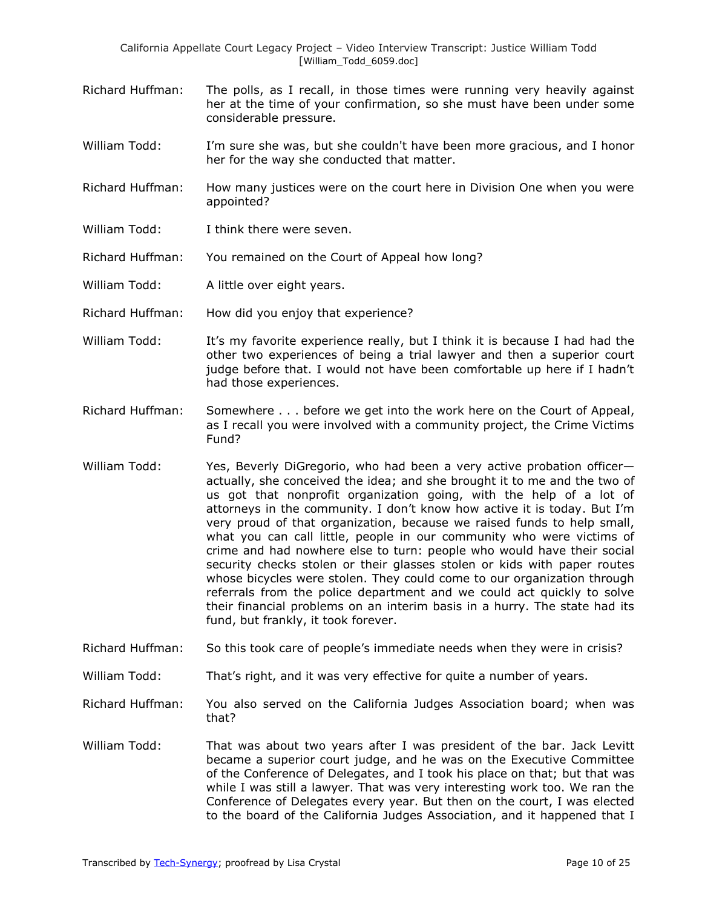Richard Huffman: The polls, as I recall, in those times were running very heavily against her at the time of your confirmation, so she must have been under some considerable pressure.

William Todd: I'm sure she was, but she couldn't have been more gracious, and I honor her for the way she conducted that matter.

Richard Huffman: How many justices were on the court here in Division One when you were appointed?

William Todd: I think there were seven.

Richard Huffman: You remained on the Court of Appeal how long?

William Todd: A little over eight years.

Richard Huffman: How did you enjoy that experience?

William Todd: It's my favorite experience really, but I think it is because I had had the other two experiences of being a trial lawyer and then a superior court judge before that. I would not have been comfortable up here if I hadn't had those experiences.

Richard Huffman: Somewhere . . . before we get into the work here on the Court of Appeal, as I recall you were involved with a community project, the Crime Victims Fund?

William Todd: Yes, Beverly DiGregorio, who had been a very active probation officer—actually, she conceived the idea; and she brought it to me and the two of us got that nonprofit organization going, with the help of a lot of attorneys in the community. I don't know how active it is today. But I'm very proud of that organization, because we raised funds to help small, what you can call little, people in our community who were victims of crime and had nowhere else to turn: people who would have their social security checks stolen or their glasses stolen or kids with paper routes whose bicycles were stolen. They could come to our organization through referrals from the police department and we could act quickly to solve their financial problems on an interim basis in a hurry. The state had its fund, but frankly, it took forever.

Richard Huffman: So this took care of people's immediate needs when they were in crisis?

William Todd: That's right, and it was very effective for quite a number of years.

Richard Huffman: You also served on the California Judges Association board; when was that?

William Todd: That was about two years after I was president of the bar. Jack Levitt became a superior court judge, and he was on the Executive Committee of the Conference of Delegates, and I took his place on that; but that was while I was still a lawyer. That was very interesting work too. We ran the Conference of Delegates every year. But then on the court, I was elected to the board of the California Judges Association, and it happened that I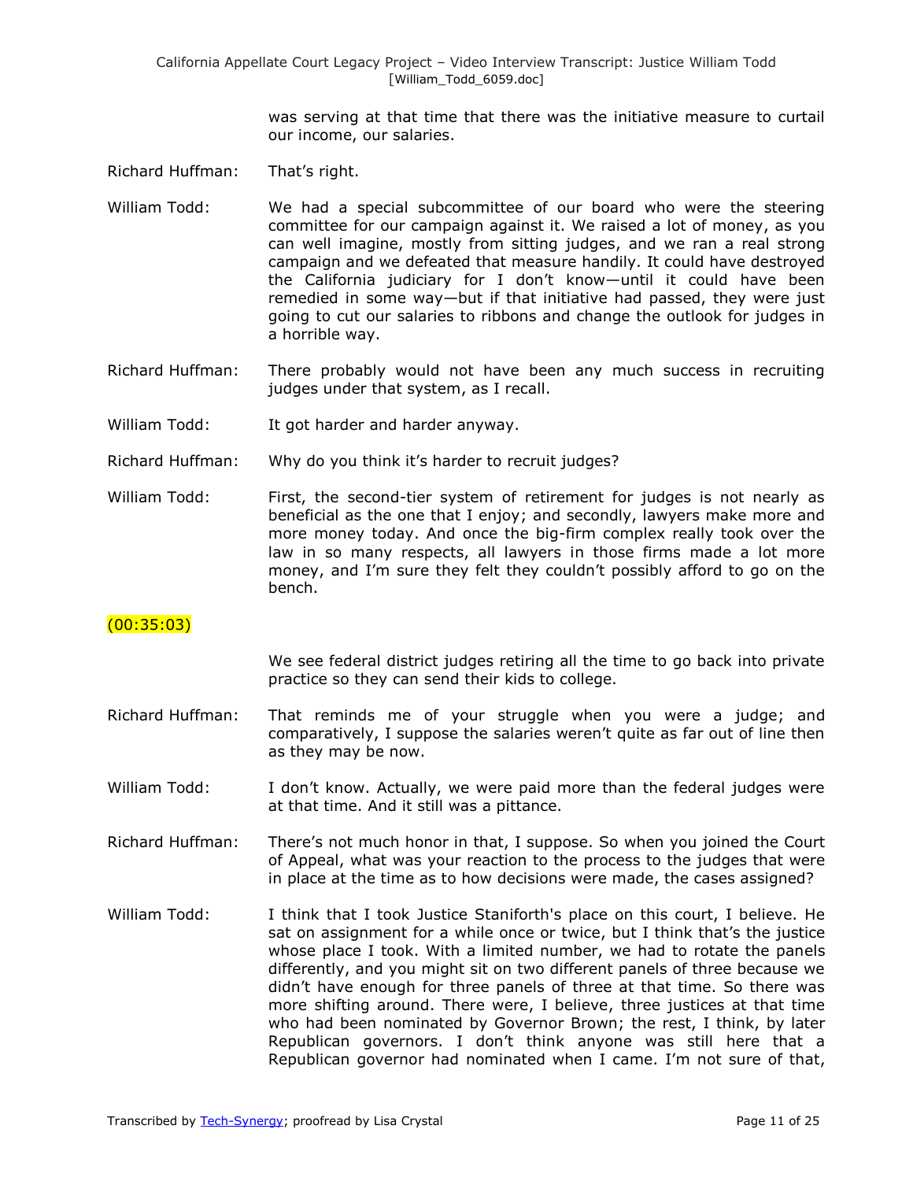was serving at that time that there was the initiative measure to curtail our income, our salaries.

Richard Huffman: That's right.

William Todd: We had a special subcommittee of our board who were the steering committee for our campaign against it. We raised a lot of money, as you can well imagine, mostly from sitting judges, and we ran a real strong campaign and we defeated that measure handily. It could have destroyed the California judiciary for I don't know—until it could have been remedied in some way—but if that initiative had passed, they were just going to cut our salaries to ribbons and change the outlook for judges in a horrible way.

Richard Huffman: There probably would not have been any much success in recruiting judges under that system, as I recall.

William Todd: It got harder and harder anyway.

Richard Huffman: Why do you think it's harder to recruit judges?

William Todd: First, the second-tier system of retirement for judges is not nearly as beneficial as the one that I enjoy; and secondly, lawyers make more and more money today. And once the big-firm complex really took over the law in so many respects, all lawyers in those firms made a lot more money, and I'm sure they felt they couldn't possibly afford to go on the bench.

(00:35:03)

We see federal district judges retiring all the time to go back into private practice so they can send their kids to college.

Richard Huffman: That reminds me of your struggle when you were a judge; and comparatively, I suppose the salaries weren't quite as far out of line then as they may be now.

William Todd: I don't know. Actually, we were paid more than the federal judges were at that time. And it still was a pittance.

Richard Huffman: There's not much honor in that, I suppose. So when you joined the Court of Appeal, what was your reaction to the process to the judges that were in place at the time as to how decisions were made, the cases assigned?

William Todd: I think that I took Justice Staniforth's place on this court, I believe. He sat on assignment for a while once or twice, but I think that's the justice whose place I took. With a limited number, we had to rotate the panels differently, and you might sit on two different panels of three because we didn't have enough for three panels of three at that time. So there was more shifting around. There were, I believe, three justices at that time who had been nominated by Governor Brown; the rest, I think, by later Republican governors. I don't think anyone was still here that a Republican governor had nominated when I came. I'm not sure of that,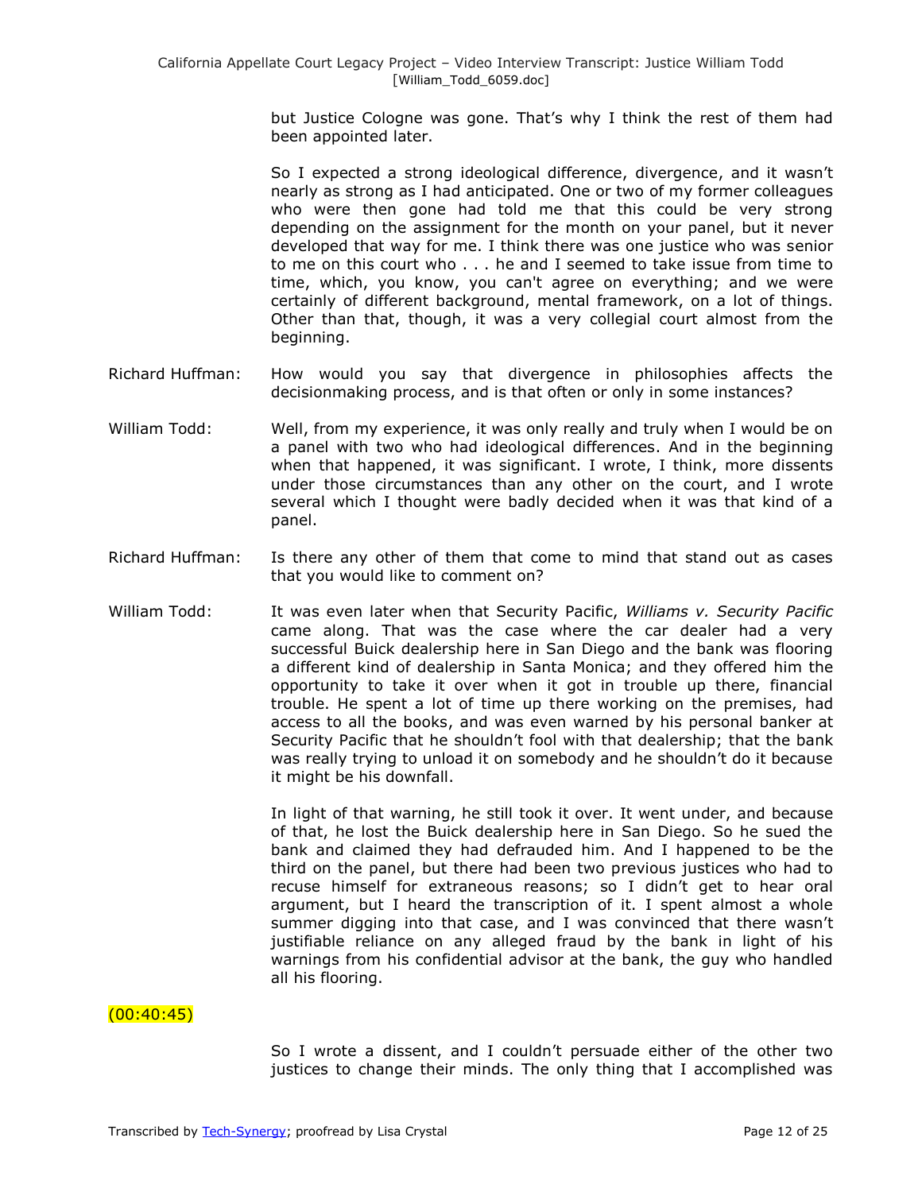but Justice Cologne was gone. That's why I think the rest of them had been appointed later.

So I expected a strong ideological difference, divergence, and it wasn't nearly as strong as I had anticipated. One or two of my former colleagues who were then gone had told me that this could be very strong depending on the assignment for the month on your panel, but it never developed that way for me. I think there was one justice who was senior to me on this court who . . . he and I seemed to take issue from time to time, which, you know, you can't agree on everything; and we were certainly of different background, mental framework, on a lot of things. Other than that, though, it was a very collegial court almost from the beginning.

Richard Huffman: How would you say that divergence in philosophies affects the decisionmaking process, and is that often or only in some instances?

William Todd: Well, from my experience, it was only really and truly when I would be on a panel with two who had ideological differences. And in the beginning when that happened, it was significant. I wrote, I think, more dissents under those circumstances than any other on the court, and I wrote several which I thought were badly decided when it was that kind of a panel.

Richard Huffman: Is there any other of them that come to mind that stand out as cases that you would like to comment on?

William Todd: It was even later when that Security Pacific, *Williams v. Security Pacific* came along. That was the case where the car dealer had a very successful Buick dealership here in San Diego and the bank was flooring a different kind of dealership in Santa Monica; and they offered him the opportunity to take it over when it got in trouble up there, financial trouble. He spent a lot of time up there working on the premises, had access to all the books, and was even warned by his personal banker at Security Pacific that he shouldn't fool with that dealership; that the bank was really trying to unload it on somebody and he shouldn't do it because it might be his downfall.

In light of that warning, he still took it over. It went under, and because of that, he lost the Buick dealership here in San Diego. So he sued the bank and claimed they had defrauded him. And I happened to be the third on the panel, but there had been two previous justices who had to recuse himself for extraneous reasons; so I didn't get to hear oral argument, but I heard the transcription of it. I spent almost a whole summer digging into that case, and I was convinced that there wasn't justifiable reliance on any alleged fraud by the bank in light of his warnings from his confidential advisor at the bank, the guy who handled all his flooring.

(00:40:45)

So I wrote a dissent, and I couldn't persuade either of the other two justices to change their minds. The only thing that I accomplished was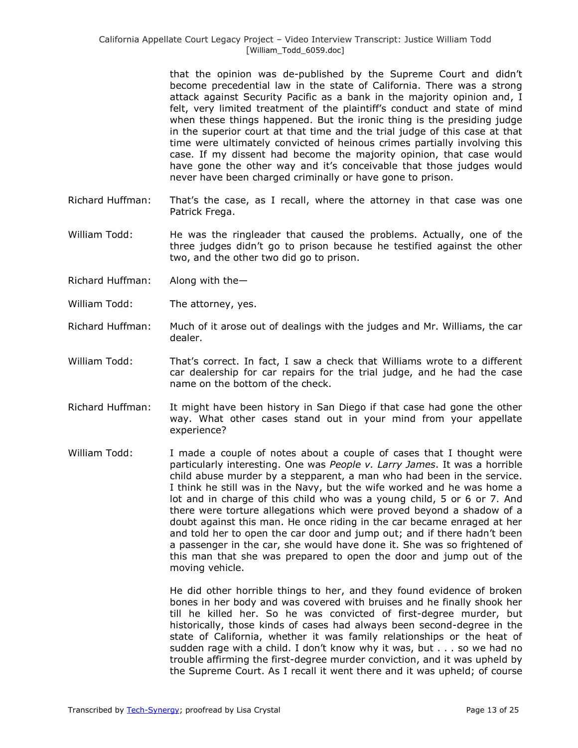that the opinion was de-published by the Supreme Court and didn't become precedential law in the state of California. There was a strong attack against Security Pacific as a bank in the majority opinion and, I felt, very limited treatment of the plaintiff's conduct and state of mind when these things happened. But the ironic thing is the presiding judge in the superior court at that time and the trial judge of this case at that time were ultimately convicted of heinous crimes partially involving this case. If my dissent had become the majority opinion, that case would have gone the other way and it's conceivable that those judges would never have been charged criminally or have gone to prison.

Richard Huffman: That's the case, as I recall, where the attorney in that case was one Patrick Frega.

William Todd: He was the ringleader that caused the problems. Actually, one of the three judges didn't go to prison because he testified against the other two, and the other two did go to prison.

Richard Huffman: Along with the—

William Todd: The attorney, yes.

Richard Huffman: Much of it arose out of dealings with the judges and Mr. Williams, the car dealer.

William Todd: That's correct. In fact, I saw a check that Williams wrote to a different car dealership for car repairs for the trial judge, and he had the case name on the bottom of the check.

Richard Huffman: It might have been history in San Diego if that case had gone the other way. What other cases stand out in your mind from your appellate experience?

William Todd: I made a couple of notes about a couple of cases that I thought were particularly interesting. One was *People v. Larry James*. It was a horrible child abuse murder by a stepparent, a man who had been in the service. I think he still was in the Navy, but the wife worked and he was home a lot and in charge of this child who was a young child, 5 or 6 or 7. And there were torture allegations which were proved beyond a shadow of a doubt against this man. He once riding in the car became enraged at her and told her to open the car door and jump out; and if there hadn't been a passenger in the car, she would have done it. She was so frightened of this man that she was prepared to open the door and jump out of the moving vehicle.

He did other horrible things to her, and they found evidence of broken bones in her body and was covered with bruises and he finally shook her till he killed her. So he was convicted of first-degree murder, but historically, those kinds of cases had always been second-degree in the state of California, whether it was family relationships or the heat of sudden rage with a child. I don't know why it was, but . . . so we had no trouble affirming the first-degree murder conviction, and it was upheld by the Supreme Court. As I recall it went there and it was upheld; of course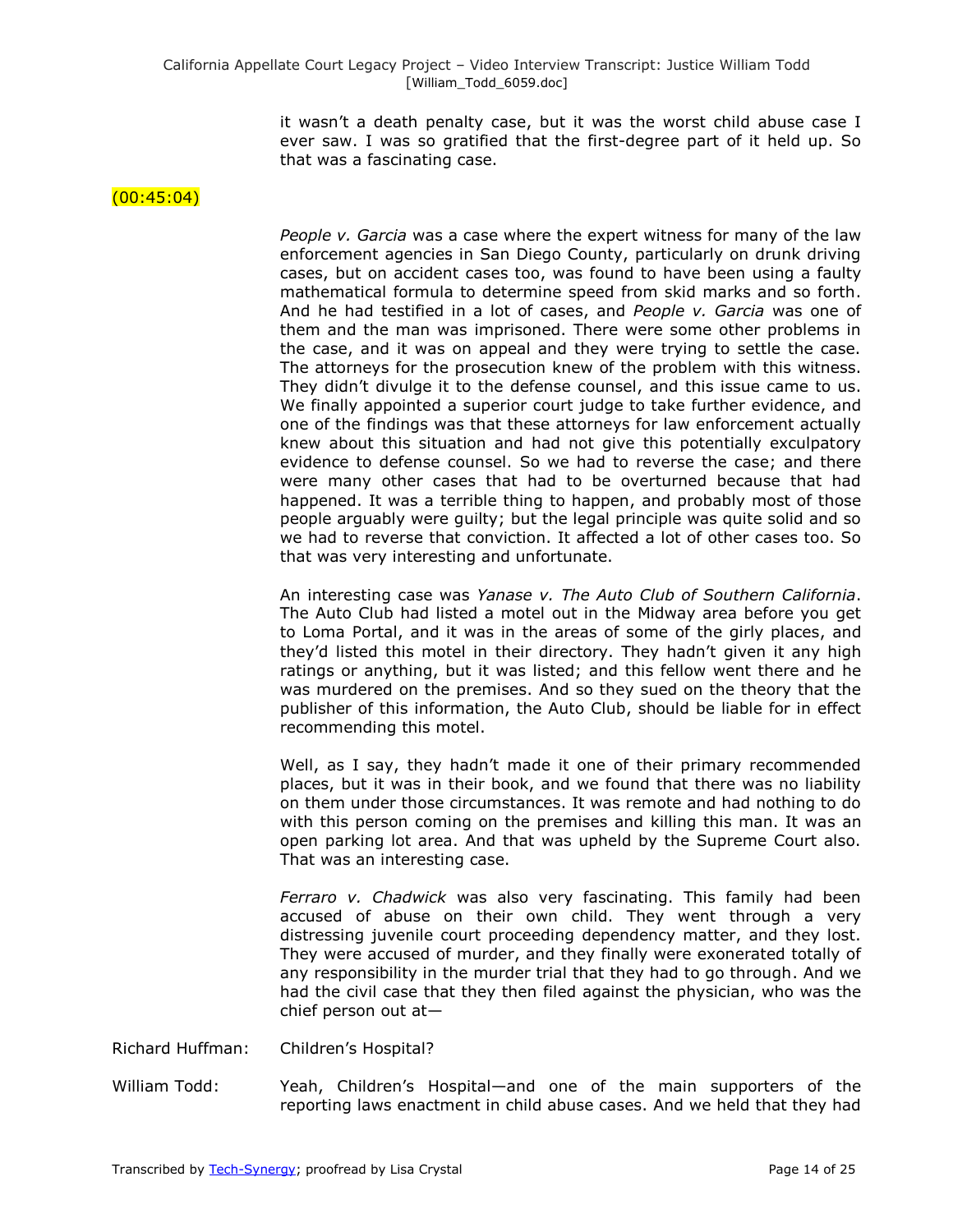it wasn't a death penalty case, but it was the worst child abuse case I ever saw. I was so gratified that the first-degree part of it held up. So that was a fascinating case.

(00:45:04)

*People v. Garcia* was a case where the expert witness for many of the law enforcement agencies in San Diego County, particularly on drunk driving cases, but on accident cases too, was found to have been using a faulty mathematical formula to determine speed from skid marks and so forth. And he had testified in a lot of cases, and *People v. Garcia* was one of them and the man was imprisoned. There were some other problems in the case, and it was on appeal and they were trying to settle the case. The attorneys for the prosecution knew of the problem with this witness. They didn't divulge it to the defense counsel, and this issue came to us. We finally appointed a superior court judge to take further evidence, and one of the findings was that these attorneys for law enforcement actually knew about this situation and had not give this potentially exculpatory evidence to defense counsel. So we had to reverse the case; and there were many other cases that had to be overturned because that had happened. It was a terrible thing to happen, and probably most of those people arguably were guilty; but the legal principle was quite solid and so we had to reverse that conviction. It affected a lot of other cases too. So that was very interesting and unfortunate.

An interesting case was *Yanase v. The Auto Club of Southern California*. The Auto Club had listed a motel out in the Midway area before you get to Loma Portal, and it was in the areas of some of the girly places, and they'd listed this motel in their directory. They hadn't given it any high ratings or anything, but it was listed; and this fellow went there and he was murdered on the premises. And so they sued on the theory that the publisher of this information, the Auto Club, should be liable for in effect recommending this motel.

Well, as I say, they hadn't made it one of their primary recommended places, but it was in their book, and we found that there was no liability on them under those circumstances. It was remote and had nothing to do with this person coming on the premises and killing this man. It was an open parking lot area. And that was upheld by the Supreme Court also. That was an interesting case.

*Ferraro v. Chadwick* was also very fascinating. This family had been accused of abuse on their own child. They went through a very distressing juvenile court proceeding dependency matter, and they lost. They were accused of murder, and they finally were exonerated totally of any responsibility in the murder trial that they had to go through. And we had the civil case that they then filed against the physician, who was the chief person out at—

Richard Huffman: Children's Hospital?

William Todd: Yeah, Children's Hospital—and one of the main supporters of the reporting laws enactment in child abuse cases. And we held that they had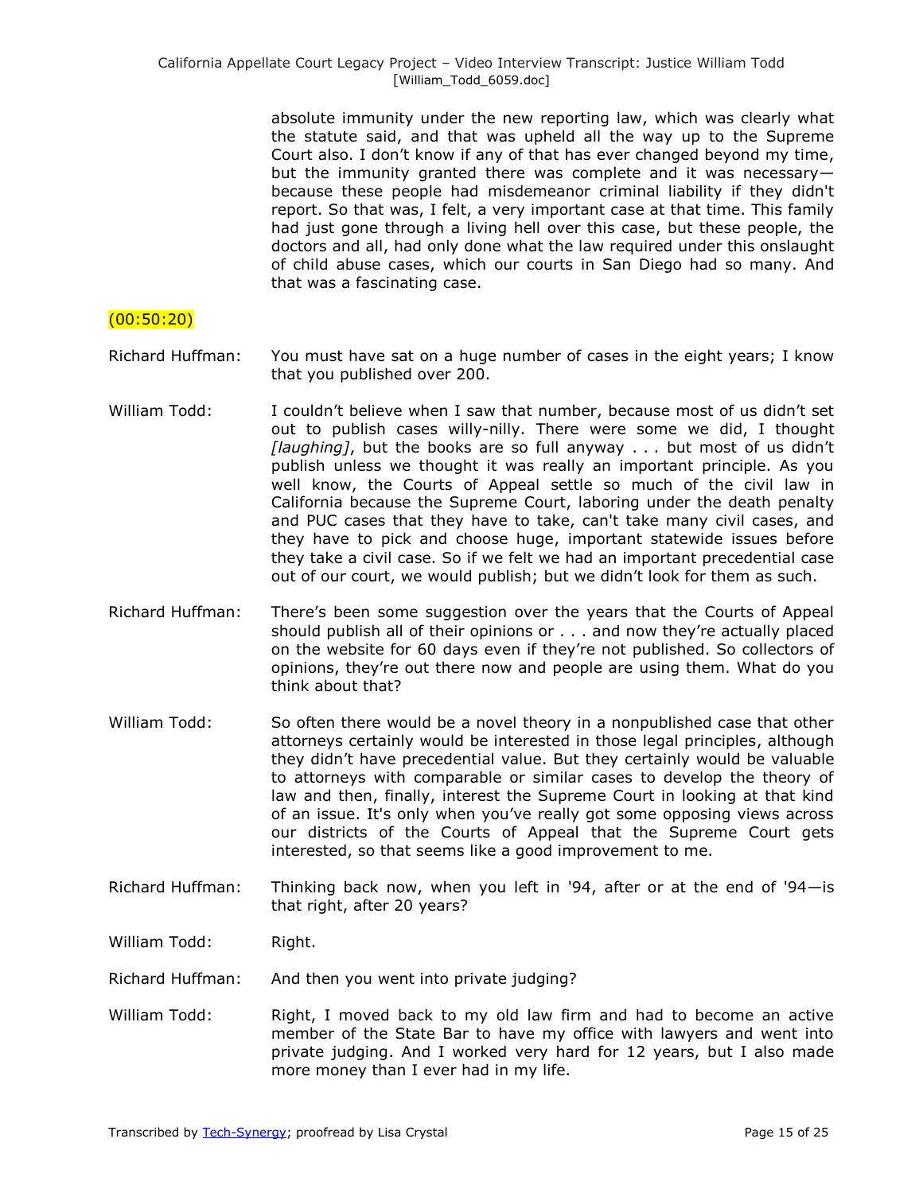absolute immunity under the new reporting law, which was clearly what the statute said, and that was upheld all the way up to the Supreme Court also. I don't know if any of that has ever changed beyond my time, but the immunity granted there was complete and it was necessary—because these people had misdemeanor criminal liability if they didn't report. So that was, I felt, a very important case at that time. This family had just gone through a living hell over this case, but these people, the doctors and all, had only done what the law required under this onslaught of child abuse cases, which our courts in San Diego had so many. And that was a fascinating case.

(00:50:20)

Richard Huffman: You must have sat on a huge number of cases in the eight years; I know that you published over 200.

William Todd: I couldn't believe when I saw that number, because most of us didn't set out to publish cases willy-nilly. There were some we did, I thought *[laughing]*, but the books are so full anyway . . . but most of us didn't publish unless we thought it was really an important principle. As you well know, the Courts of Appeal settle so much of the civil law in California because the Supreme Court, laboring under the death penalty and PUC cases that they have to take, can't take many civil cases, and they have to pick and choose huge, important statewide issues before they take a civil case. So if we felt we had an important precedential case out of our court, we would publish; but we didn't look for them as such.

Richard Huffman: There's been some suggestion over the years that the Courts of Appeal should publish all of their opinions or . . . and now they're actually placed on the website for 60 days even if they're not published. So collectors of opinions, they're out there now and people are using them. What do you think about that?

William Todd: So often there would be a novel theory in a nonpublished case that other attorneys certainly would be interested in those legal principles, although they didn't have precedential value. But they certainly would be valuable to attorneys with comparable or similar cases to develop the theory of law and then, finally, interest the Supreme Court in looking at that kind of an issue. It's only when you've really got some opposing views across our districts of the Courts of Appeal that the Supreme Court gets interested, so that seems like a good improvement to me.

Richard Huffman: Thinking back now, when you left in '94, after or at the end of '94—is that right, after 20 years?

William Todd: Right.

Richard Huffman: And then you went into private judging?

William Todd: Right, I moved back to my old law firm and had to become an active member of the State Bar to have my office with lawyers and went into private judging. And I worked very hard for 12 years, but I also made more money than I ever had in my life.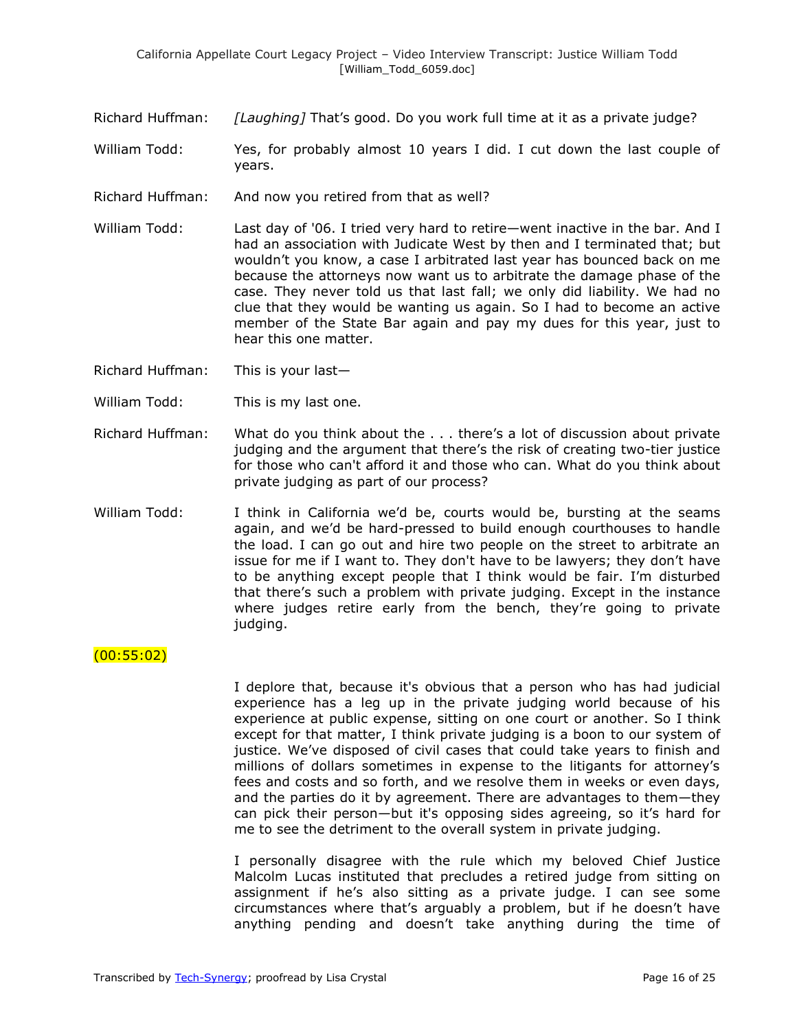Richard Huffman: *[Laughing]* That's good. Do you work full time at it as a private judge?

William Todd: Yes, for probably almost 10 years I did. I cut down the last couple of years.

Richard Huffman: And now you retired from that as well?

William Todd: Last day of '06. I tried very hard to retire—went inactive in the bar. And I had an association with Judicate West by then and I terminated that; but wouldn't you know, a case I arbitrated last year has bounced back on me because the attorneys now want us to arbitrate the damage phase of the case. They never told us that last fall; we only did liability. We had no clue that they would be wanting us again. So I had to become an active member of the State Bar again and pay my dues for this year, just to hear this one matter.

Richard Huffman: This is your last—

William Todd: This is my last one.

Richard Huffman: What do you think about the . . . there's a lot of discussion about private judging and the argument that there's the risk of creating two-tier justice for those who can't afford it and those who can. What do you think about private judging as part of our process?

William Todd: I think in California we'd be, courts would be, bursting at the seams again, and we'd be hard-pressed to build enough courthouses to handle the load. I can go out and hire two people on the street to arbitrate an issue for me if I want to. They don't have to be lawyers; they don't have to be anything except people that I think would be fair. I'm disturbed that there's such a problem with private judging. Except in the instance where judges retire early from the bench, they're going to private judging.

(00:55:02)

I deplore that, because it's obvious that a person who has had judicial experience has a leg up in the private judging world because of his experience at public expense, sitting on one court or another. So I think except for that matter, I think private judging is a boon to our system of justice. We've disposed of civil cases that could take years to finish and millions of dollars sometimes in expense to the litigants for attorney's fees and costs and so forth, and we resolve them in weeks or even days, and the parties do it by agreement. There are advantages to them—they can pick their person—but it's opposing sides agreeing, so it's hard for me to see the detriment to the overall system in private judging.

I personally disagree with the rule which my beloved Chief Justice Malcolm Lucas instituted that precludes a retired judge from sitting on assignment if he's also sitting as a private judge. I can see some circumstances where that's arguably a problem, but if he doesn't have anything pending and doesn't take anything during the time of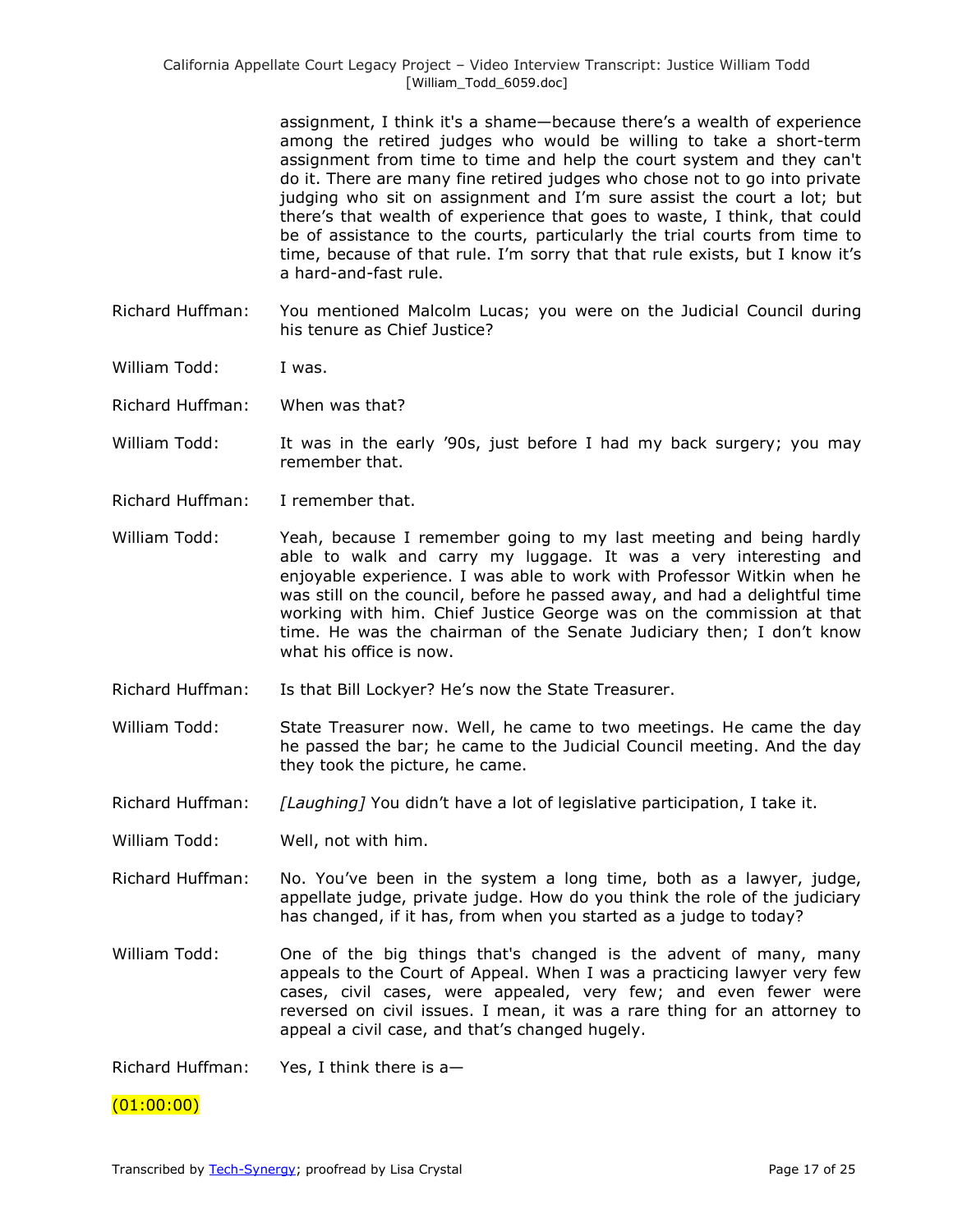assignment, I think it's a shame—because there's a wealth of experience among the retired judges who would be willing to take a short-term assignment from time to time and help the court system and they can't do it. There are many fine retired judges who chose not to go into private judging who sit on assignment and I'm sure assist the court a lot; but there's that wealth of experience that goes to waste, I think, that could be of assistance to the courts, particularly the trial courts from time to time, because of that rule. I'm sorry that that rule exists, but I know it's a hard-and-fast rule.

Richard Huffman: You mentioned Malcolm Lucas; you were on the Judicial Council during his tenure as Chief Justice?

William Todd: I was.

Richard Huffman: When was that?

William Todd: It was in the early '90s, just before I had my back surgery; you may remember that.

Richard Huffman: I remember that.

William Todd: Yeah, because I remember going to my last meeting and being hardly able to walk and carry my luggage. It was a very interesting and enjoyable experience. I was able to work with Professor Witkin when he was still on the council, before he passed away, and had a delightful time working with him. Chief Justice George was on the commission at that time. He was the chairman of the Senate Judiciary then; I don't know what his office is now.

Richard Huffman: Is that Bill Lockyer? He's now the State Treasurer.

William Todd: State Treasurer now. Well, he came to two meetings. He came the day he passed the bar; he came to the Judicial Council meeting. And the day they took the picture, he came.

Richard Huffman: *[Laughing]* You didn't have a lot of legislative participation, I take it.

William Todd: Well, not with him.

Richard Huffman: No. You've been in the system a long time, both as a lawyer, judge, appellate judge, private judge. How do you think the role of the judiciary has changed, if it has, from when you started as a judge to today?

William Todd: One of the big things that's changed is the advent of many, many appeals to the Court of Appeal. When I was a practicing lawyer very few cases, civil cases, were appealed, very few; and even fewer were reversed on civil issues. I mean, it was a rare thing for an attorney to appeal a civil case, and that's changed hugely.

Richard Huffman: Yes, I think there is a—

(01:00:00)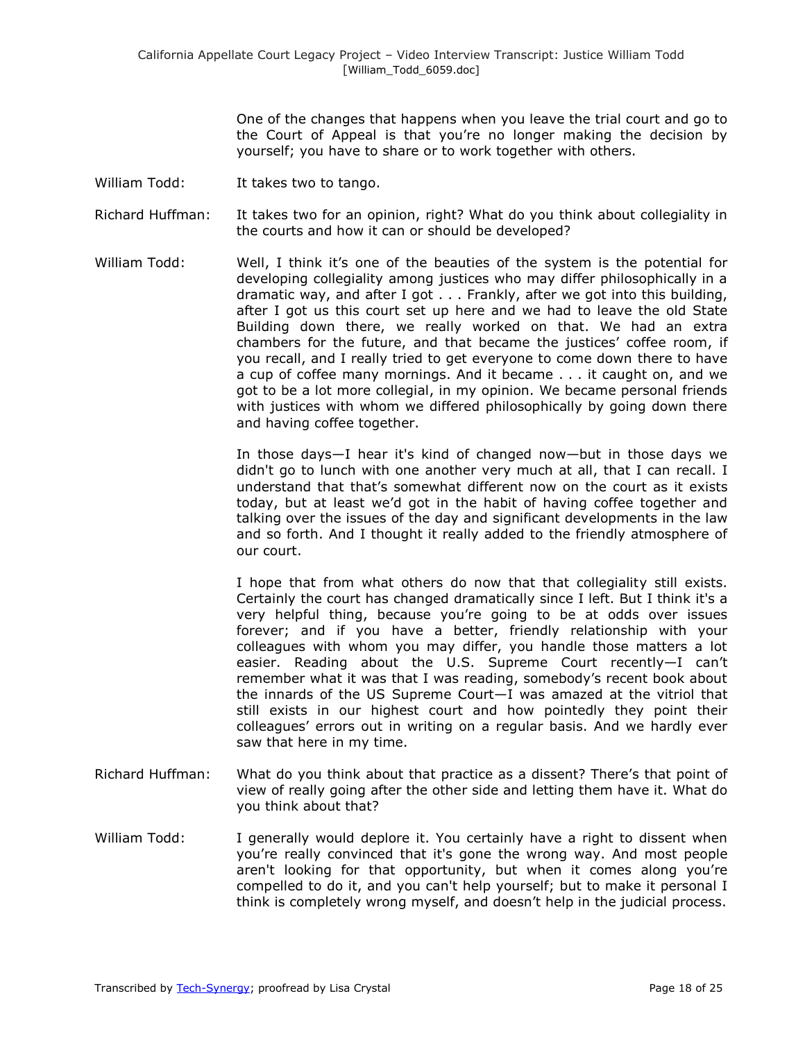One of the changes that happens when you leave the trial court and go to the Court of Appeal is that you're no longer making the decision by yourself; you have to share or to work together with others.

William Todd: It takes two to tango.

Richard Huffman: It takes two for an opinion, right? What do you think about collegiality in the courts and how it can or should be developed?

William Todd: Well, I think it's one of the beauties of the system is the potential for developing collegiality among justices who may differ philosophically in a dramatic way, and after I got . . . Frankly, after we got into this building, after I got us this court set up here and we had to leave the old State Building down there, we really worked on that. We had an extra chambers for the future, and that became the justices' coffee room, if you recall, and I really tried to get everyone to come down there to have a cup of coffee many mornings. And it became . . . it caught on, and we got to be a lot more collegial, in my opinion. We became personal friends with justices with whom we differed philosophically by going down there and having coffee together.

In those days—I hear it's kind of changed now—but in those days we didn't go to lunch with one another very much at all, that I can recall. I understand that that's somewhat different now on the court as it exists today, but at least we'd got in the habit of having coffee together and talking over the issues of the day and significant developments in the law and so forth. And I thought it really added to the friendly atmosphere of our court.

I hope that from what others do now that that collegiality still exists. Certainly the court has changed dramatically since I left. But I think it's a very helpful thing, because you're going to be at odds over issues forever; and if you have a better, friendly relationship with your colleagues with whom you may differ, you handle those matters a lot easier. Reading about the U.S. Supreme Court recently—I can't remember what it was that I was reading, somebody's recent book about the innards of the US Supreme Court—I was amazed at the vitriol that still exists in our highest court and how pointedly they point their colleagues' errors out in writing on a regular basis. And we hardly ever saw that here in my time.

Richard Huffman: What do you think about that practice as a dissent? There's that point of view of really going after the other side and letting them have it. What do you think about that?

William Todd: I generally would deplore it. You certainly have a right to dissent when you're really convinced that it's gone the wrong way. And most people aren't looking for that opportunity, but when it comes along you're compelled to do it, and you can't help yourself; but to make it personal I think is completely wrong myself, and doesn't help in the judicial process.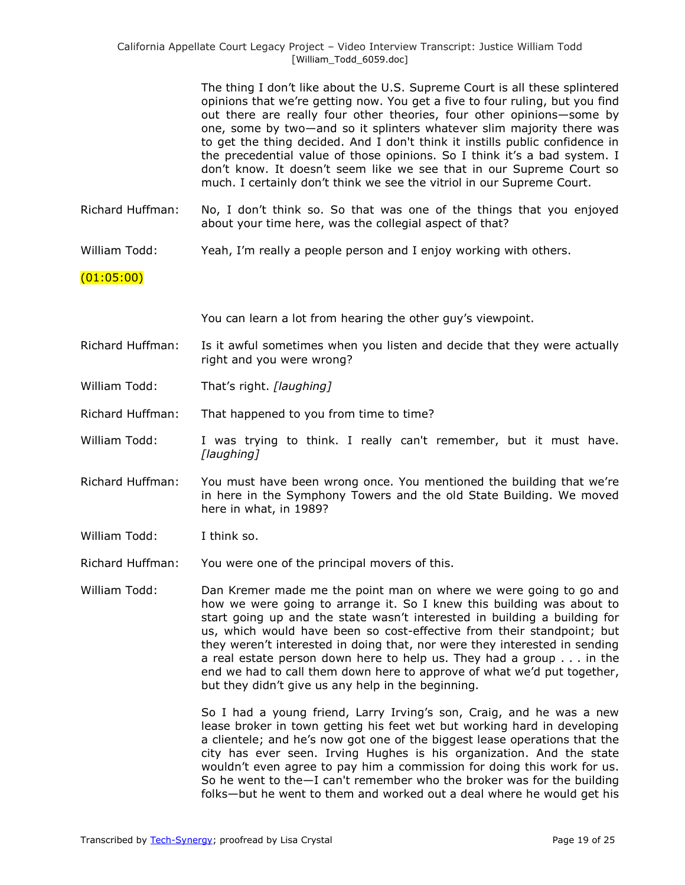The thing I don't like about the U.S. Supreme Court is all these splintered opinions that we're getting now. You get a five to four ruling, but you find out there are really four other theories, four other opinions—some by one, some by two—and so it splinters whatever slim majority there was to get the thing decided. And I don't think it instills public confidence in the precedential value of those opinions. So I think it's a bad system. I don't know. It doesn't seem like we see that in our Supreme Court so much. I certainly don't think we see the vitriol in our Supreme Court.

Richard Huffman: No, I don't think so. So that was one of the things that you enjoyed about your time here, was the collegial aspect of that?

William Todd: Yeah, I'm really a people person and I enjoy working with others.

(01:05:00)

You can learn a lot from hearing the other guy's viewpoint.

Richard Huffman: Is it awful sometimes when you listen and decide that they were actually right and you were wrong?

William Todd: That's right. *[laughing]*

Richard Huffman: That happened to you from time to time?

William Todd: I was trying to think. I really can't remember, but it must have. *[laughing]*

Richard Huffman: You must have been wrong once. You mentioned the building that we're in here in the Symphony Towers and the old State Building. We moved here in what, in 1989?

William Todd: I think so.

Richard Huffman: You were one of the principal movers of this.

William Todd: Dan Kremer made me the point man on where we were going to go and how we were going to arrange it. So I knew this building was about to start going up and the state wasn't interested in building a building for us, which would have been so cost-effective from their standpoint; but they weren't interested in doing that, nor were they interested in sending a real estate person down here to help us. They had a group . . . in the end we had to call them down here to approve of what we'd put together, but they didn't give us any help in the beginning.

So I had a young friend, Larry Irving's son, Craig, and he was a new lease broker in town getting his feet wet but working hard in developing a clientele; and he's now got one of the biggest lease operations that the city has ever seen. Irving Hughes is his organization. And the state wouldn't even agree to pay him a commission for doing this work for us. So he went to the—I can't remember who the broker was for the building folks—but he went to them and worked out a deal where he would get his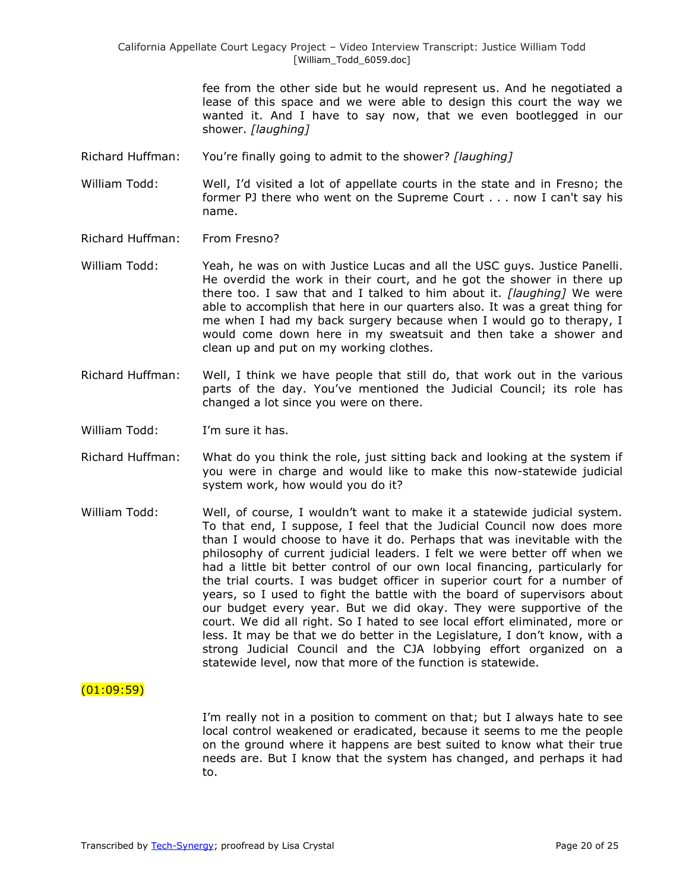fee from the other side but he would represent us. And he negotiated a lease of this space and we were able to design this court the way we wanted it. And I have to say now, that we even bootlegged in our shower. *[laughing]*

Richard Huffman: You're finally going to admit to the shower? *[laughing]*

William Todd: Well, I'd visited a lot of appellate courts in the state and in Fresno; the former PJ there who went on the Supreme Court . . . now I can't say his name.

Richard Huffman: From Fresno?

William Todd: Yeah, he was on with Justice Lucas and all the USC guys. Justice Panelli. He overdid the work in their court, and he got the shower in there up there too. I saw that and I talked to him about it. *[laughing]* We were able to accomplish that here in our quarters also. It was a great thing for me when I had my back surgery because when I would go to therapy, I would come down here in my sweatsuit and then take a shower and clean up and put on my working clothes.

Richard Huffman: Well, I think we have people that still do, that work out in the various parts of the day. You've mentioned the Judicial Council; its role has changed a lot since you were on there.

William Todd: I'm sure it has.

Richard Huffman: What do you think the role, just sitting back and looking at the system if you were in charge and would like to make this now-statewide judicial system work, how would you do it?

William Todd: Well, of course, I wouldn't want to make it a statewide judicial system. To that end, I suppose, I feel that the Judicial Council now does more than I would choose to have it do. Perhaps that was inevitable with the philosophy of current judicial leaders. I felt we were better off when we had a little bit better control of our own local financing, particularly for the trial courts. I was budget officer in superior court for a number of years, so I used to fight the battle with the board of supervisors about our budget every year. But we did okay. They were supportive of the court. We did all right. So I hated to see local effort eliminated, more or less. It may be that we do better in the Legislature, I don't know, with a strong Judicial Council and the CJA lobbying effort organized on a statewide level, now that more of the function is statewide.

(01:09:59)

I'm really not in a position to comment on that; but I always hate to see local control weakened or eradicated, because it seems to me the people on the ground where it happens are best suited to know what their true needs are. But I know that the system has changed, and perhaps it had to.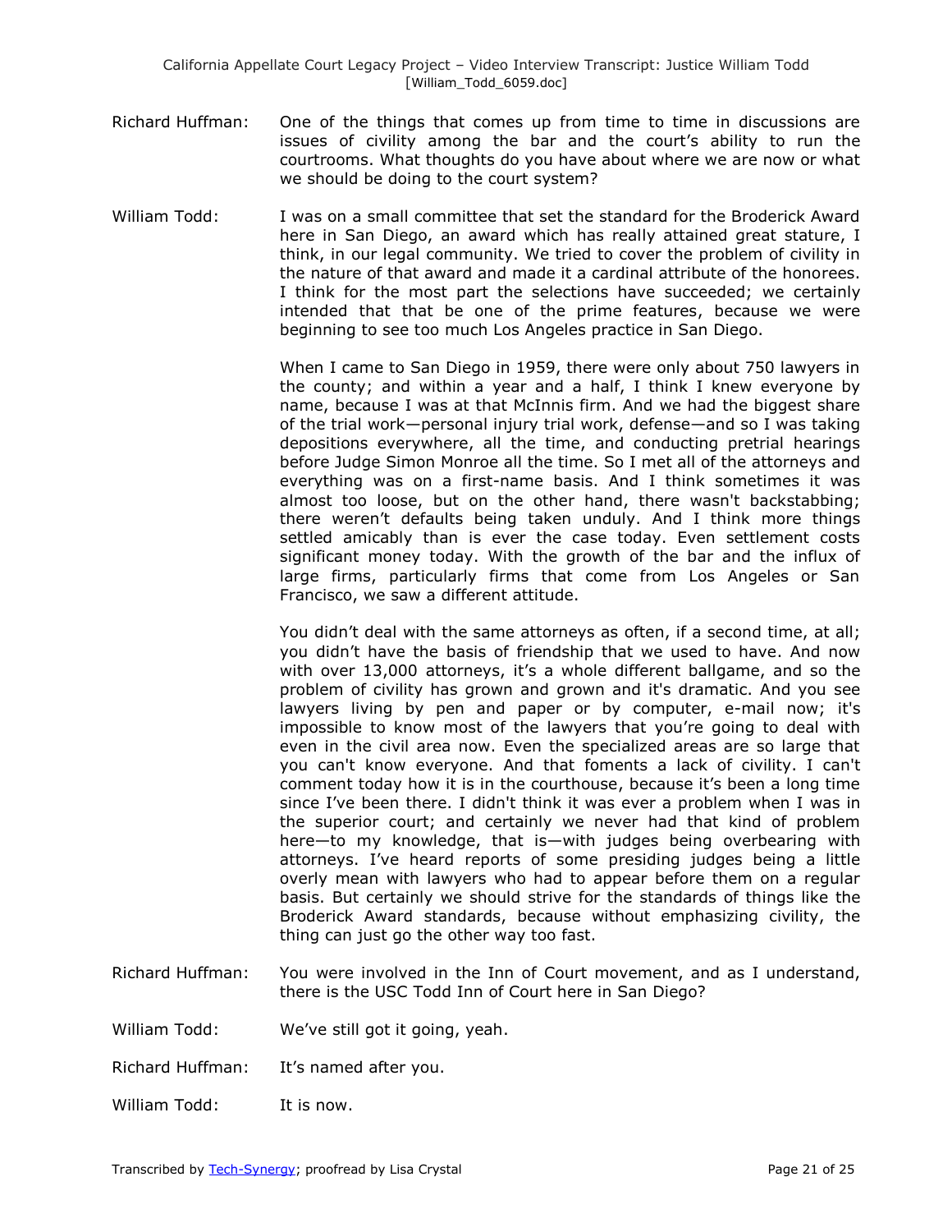Richard Huffman: One of the things that comes up from time to time in discussions are issues of civility among the bar and the court's ability to run the courtrooms. What thoughts do you have about where we are now or what we should be doing to the court system?

William Todd: I was on a small committee that set the standard for the Broderick Award here in San Diego, an award which has really attained great stature, I think, in our legal community. We tried to cover the problem of civility in the nature of that award and made it a cardinal attribute of the honorees. I think for the most part the selections have succeeded; we certainly intended that that be one of the prime features, because we were beginning to see too much Los Angeles practice in San Diego.

When I came to San Diego in 1959, there were only about 750 lawyers in the county; and within a year and a half, I think I knew everyone by name, because I was at that McInnis firm. And we had the biggest share of the trial work—personal injury trial work, defense—and so I was taking depositions everywhere, all the time, and conducting pretrial hearings before Judge Simon Monroe all the time. So I met all of the attorneys and everything was on a first-name basis. And I think sometimes it was almost too loose, but on the other hand, there wasn't backstabbing; there weren't defaults being taken unduly. And I think more things settled amicably than is ever the case today. Even settlement costs significant money today. With the growth of the bar and the influx of large firms, particularly firms that come from Los Angeles or San Francisco, we saw a different attitude.

You didn't deal with the same attorneys as often, if a second time, at all; you didn't have the basis of friendship that we used to have. And now with over 13,000 attorneys, it's a whole different ballgame, and so the problem of civility has grown and grown and it's dramatic. And you see lawyers living by pen and paper or by computer, e-mail now; it's impossible to know most of the lawyers that you're going to deal with even in the civil area now. Even the specialized areas are so large that you can't know everyone. And that foments a lack of civility. I can't comment today how it is in the courthouse, because it's been a long time since I've been there. I didn't think it was ever a problem when I was in the superior court; and certainly we never had that kind of problem here—to my knowledge, that is—with judges being overbearing with attorneys. I've heard reports of some presiding judges being a little overly mean with lawyers who had to appear before them on a regular basis. But certainly we should strive for the standards of things like the Broderick Award standards, because without emphasizing civility, the thing can just go the other way too fast.

Richard Huffman: You were involved in the Inn of Court movement, and as I understand, there is the USC Todd Inn of Court here in San Diego?

William Todd: We've still got it going, yeah.

Richard Huffman: It's named after you.

William Todd: It is now.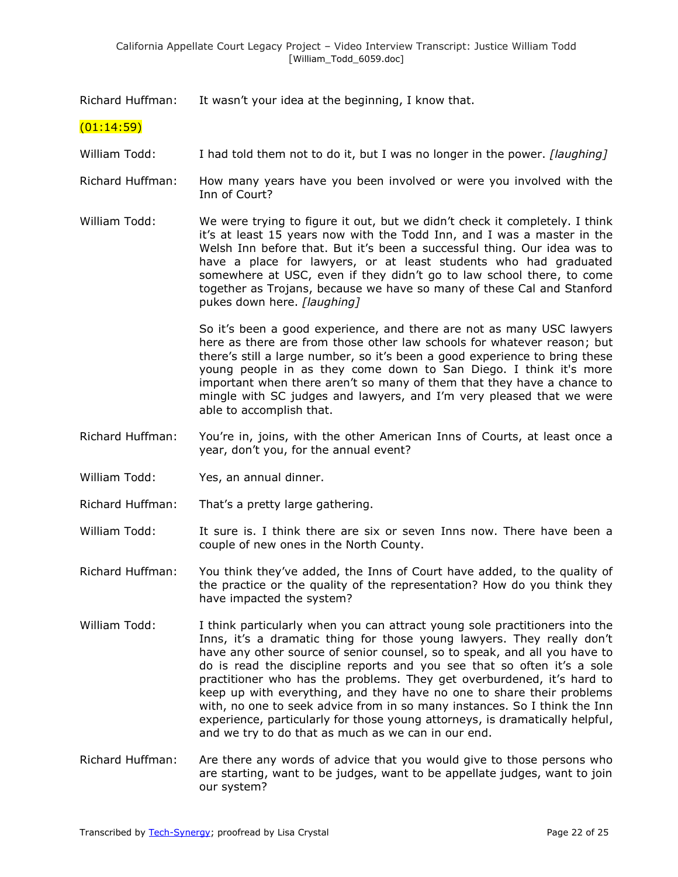Richard Huffman: It wasn't your idea at the beginning, I know that.

(01:14:59)

William Todd: I had told them not to do it, but I was no longer in the power. *[laughing]*

Richard Huffman: How many years have you been involved or were you involved with the Inn of Court?

William Todd: We were trying to figure it out, but we didn't check it completely. I think it's at least 15 years now with the Todd Inn, and I was a master in the Welsh Inn before that. But it's been a successful thing. Our idea was to have a place for lawyers, or at least students who had graduated somewhere at USC, even if they didn't go to law school there, to come together as Trojans, because we have so many of these Cal and Stanford pukes down here. *[laughing]*

So it's been a good experience, and there are not as many USC lawyers here as there are from those other law schools for whatever reason; but there's still a large number, so it's been a good experience to bring these young people in as they come down to San Diego. I think it's more important when there aren't so many of them that they have a chance to mingle with SC judges and lawyers, and I'm very pleased that we were able to accomplish that.

Richard Huffman: You're in, joins, with the other American Inns of Courts, at least once a year, don't you, for the annual event?

William Todd: Yes, an annual dinner.

Richard Huffman: That's a pretty large gathering.

William Todd: It sure is. I think there are six or seven Inns now. There have been a couple of new ones in the North County.

Richard Huffman: You think they've added, the Inns of Court have added, to the quality of the practice or the quality of the representation? How do you think they have impacted the system?

William Todd: I think particularly when you can attract young sole practitioners into the Inns, it's a dramatic thing for those young lawyers. They really don't have any other source of senior counsel, so to speak, and all you have to do is read the discipline reports and you see that so often it's a sole practitioner who has the problems. They get overburdened, it's hard to keep up with everything, and they have no one to share their problems with, no one to seek advice from in so many instances. So I think the Inn experience, particularly for those young attorneys, is dramatically helpful, and we try to do that as much as we can in our end.

Richard Huffman: Are there any words of advice that you would give to those persons who are starting, want to be judges, want to be appellate judges, want to join our system?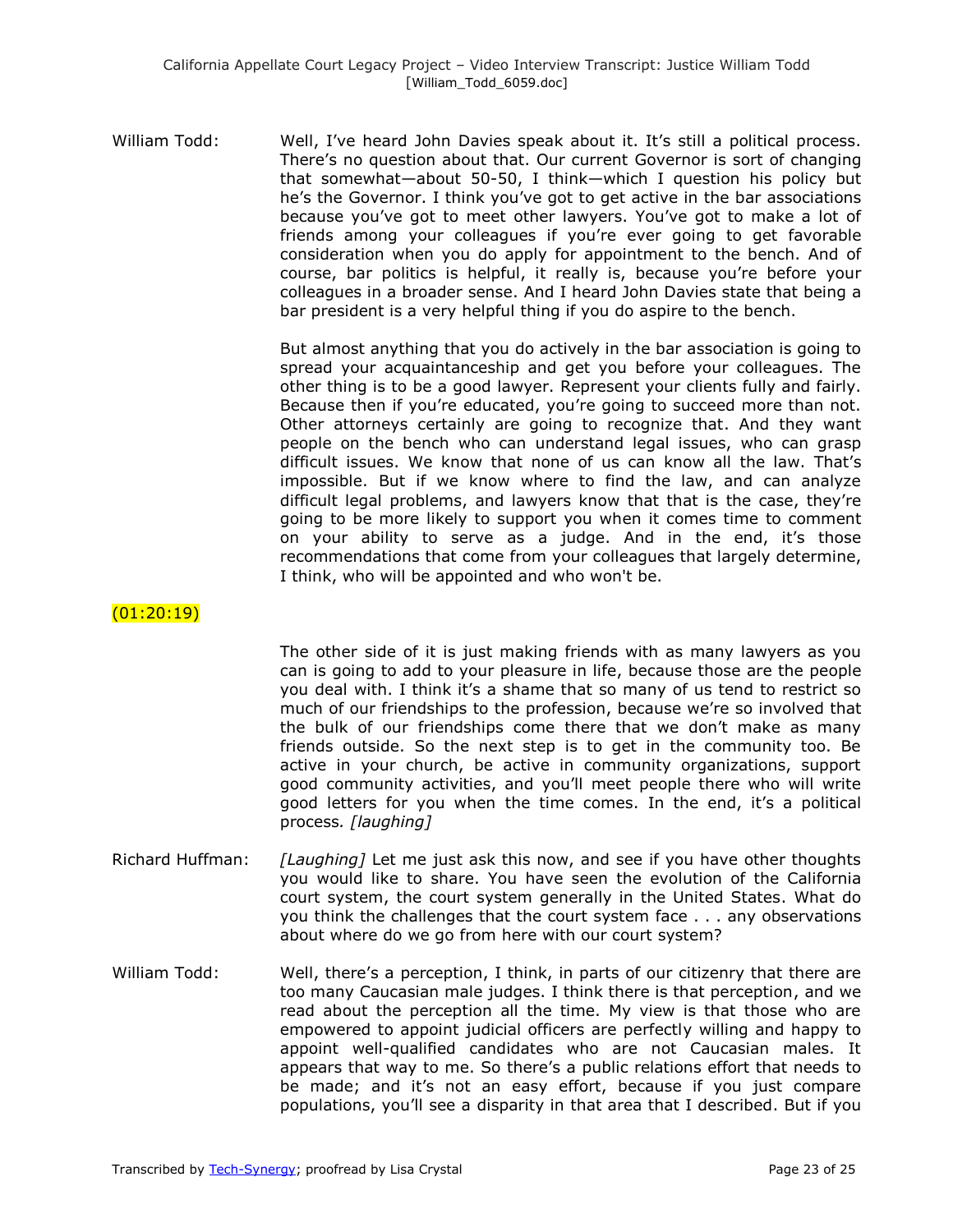William Todd: Well, I've heard John Davies speak about it. It's still a political process. There's no question about that. Our current Governor is sort of changing that somewhat—about 50-50, I think—which I question his policy but he's the Governor. I think you've got to get active in the bar associations because you've got to meet other lawyers. You've got to make a lot of friends among your colleagues if you're ever going to get favorable consideration when you do apply for appointment to the bench. And of course, bar politics is helpful, it really is, because you're before your colleagues in a broader sense. And I heard John Davies state that being a bar president is a very helpful thing if you do aspire to the bench.

But almost anything that you do actively in the bar association is going to spread your acquaintanceship and get you before your colleagues. The other thing is to be a good lawyer. Represent your clients fully and fairly. Because then if you're educated, you're going to succeed more than not. Other attorneys certainly are going to recognize that. And they want people on the bench who can understand legal issues, who can grasp difficult issues. We know that none of us can know all the law. That's impossible. But if we know where to find the law, and can analyze difficult legal problems, and lawyers know that that is the case, they're going to be more likely to support you when it comes time to comment on your ability to serve as a judge. And in the end, it's those recommendations that come from your colleagues that largely determine, I think, who will be appointed and who won't be.

(01:20:19)

The other side of it is just making friends with as many lawyers as you can is going to add to your pleasure in life, because those are the people you deal with. I think it's a shame that so many of us tend to restrict so much of our friendships to the profession, because we're so involved that the bulk of our friendships come there that we don't make as many friends outside. So the next step is to get in the community too. Be active in your church, be active in community organizations, support good community activities, and you'll meet people there who will write good letters for you when the time comes. In the end, it's a political process. *[laughing]*

Richard Huffman: *[Laughing]* Let me just ask this now, and see if you have other thoughts you would like to share. You have seen the evolution of the California court system, the court system generally in the United States. What do you think the challenges that the court system face . . . any observations about where do we go from here with our court system?

William Todd: Well, there's a perception, I think, in parts of our citizenry that there are too many Caucasian male judges. I think there is that perception, and we read about the perception all the time. My view is that those who are empowered to appoint judicial officers are perfectly willing and happy to appoint well-qualified candidates who are not Caucasian males. It appears that way to me. So there's a public relations effort that needs to be made; and it's not an easy effort, because if you just compare populations, you'll see a disparity in that area that I described. But if you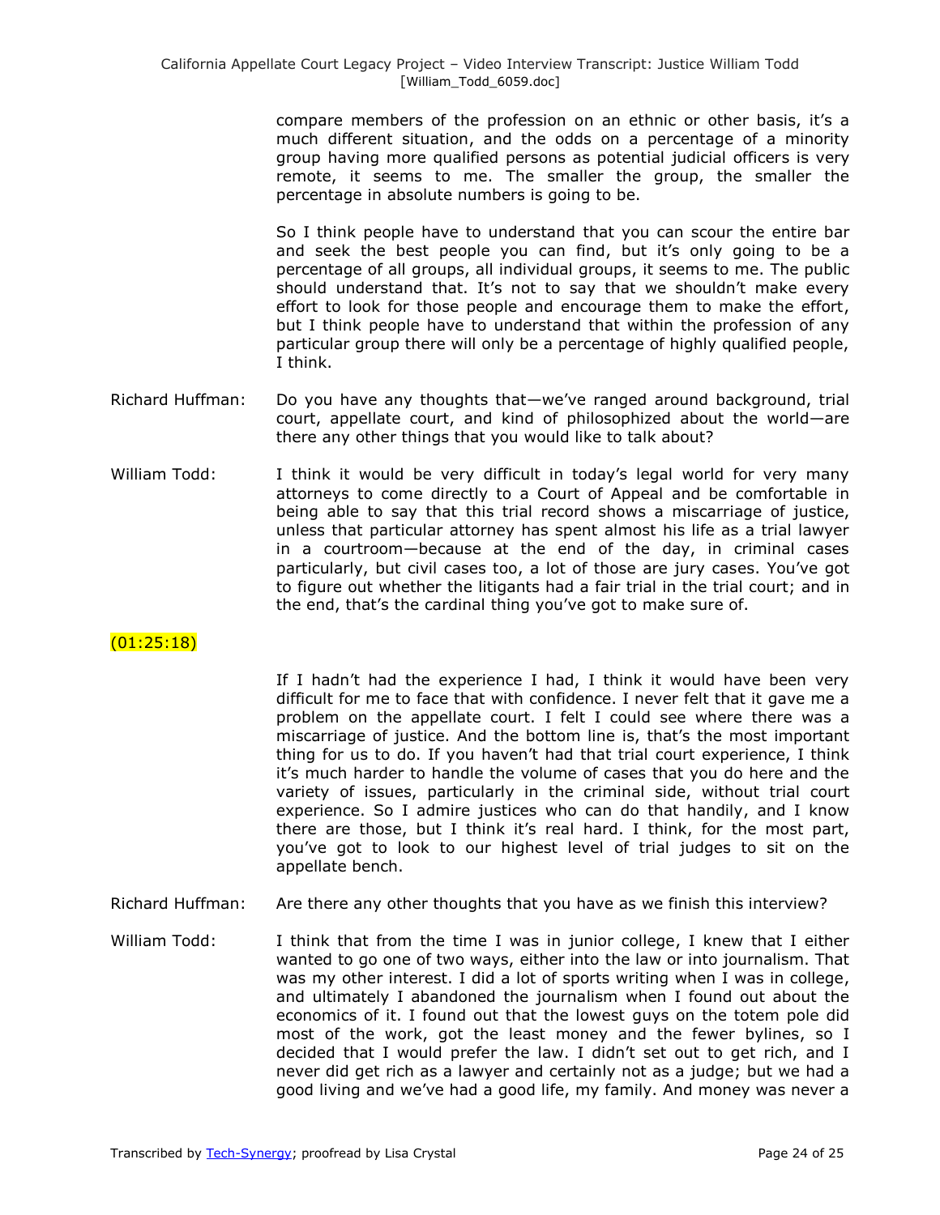compare members of the profession on an ethnic or other basis, it's a much different situation, and the odds on a percentage of a minority group having more qualified persons as potential judicial officers is very remote, it seems to me. The smaller the group, the smaller the percentage in absolute numbers is going to be.

So I think people have to understand that you can scour the entire bar and seek the best people you can find, but it's only going to be a percentage of all groups, all individual groups, it seems to me. The public should understand that. It's not to say that we shouldn't make every effort to look for those people and encourage them to make the effort, but I think people have to understand that within the profession of any particular group there will only be a percentage of highly qualified people, I think.

Richard Huffman: Do you have any thoughts that—we've ranged around background, trial court, appellate court, and kind of philosophized about the world—are there any other things that you would like to talk about?

William Todd: I think it would be very difficult in today's legal world for very many attorneys to come directly to a Court of Appeal and be comfortable in being able to say that this trial record shows a miscarriage of justice, unless that particular attorney has spent almost his life as a trial lawyer in a courtroom—because at the end of the day, in criminal cases particularly, but civil cases too, a lot of those are jury cases. You've got to figure out whether the litigants had a fair trial in the trial court; and in the end, that's the cardinal thing you've got to make sure of.

(01:25:18)

If I hadn't had the experience I had, I think it would have been very difficult for me to face that with confidence. I never felt that it gave me a problem on the appellate court. I felt I could see where there was a miscarriage of justice. And the bottom line is, that's the most important thing for us to do. If you haven't had that trial court experience, I think it's much harder to handle the volume of cases that you do here and the variety of issues, particularly in the criminal side, without trial court experience. So I admire justices who can do that handily, and I know there are those, but I think it's real hard. I think, for the most part, you've got to look to our highest level of trial judges to sit on the appellate bench.

Richard Huffman: Are there any other thoughts that you have as we finish this interview?

William Todd: I think that from the time I was in junior college, I knew that I either wanted to go one of two ways, either into the law or into journalism. That was my other interest. I did a lot of sports writing when I was in college, and ultimately I abandoned the journalism when I found out about the economics of it. I found out that the lowest guys on the totem pole did most of the work, got the least money and the fewer bylines, so I decided that I would prefer the law. I didn't set out to get rich, and I never did get rich as a lawyer and certainly not as a judge; but we had a good living and we've had a good life, my family. And money was never a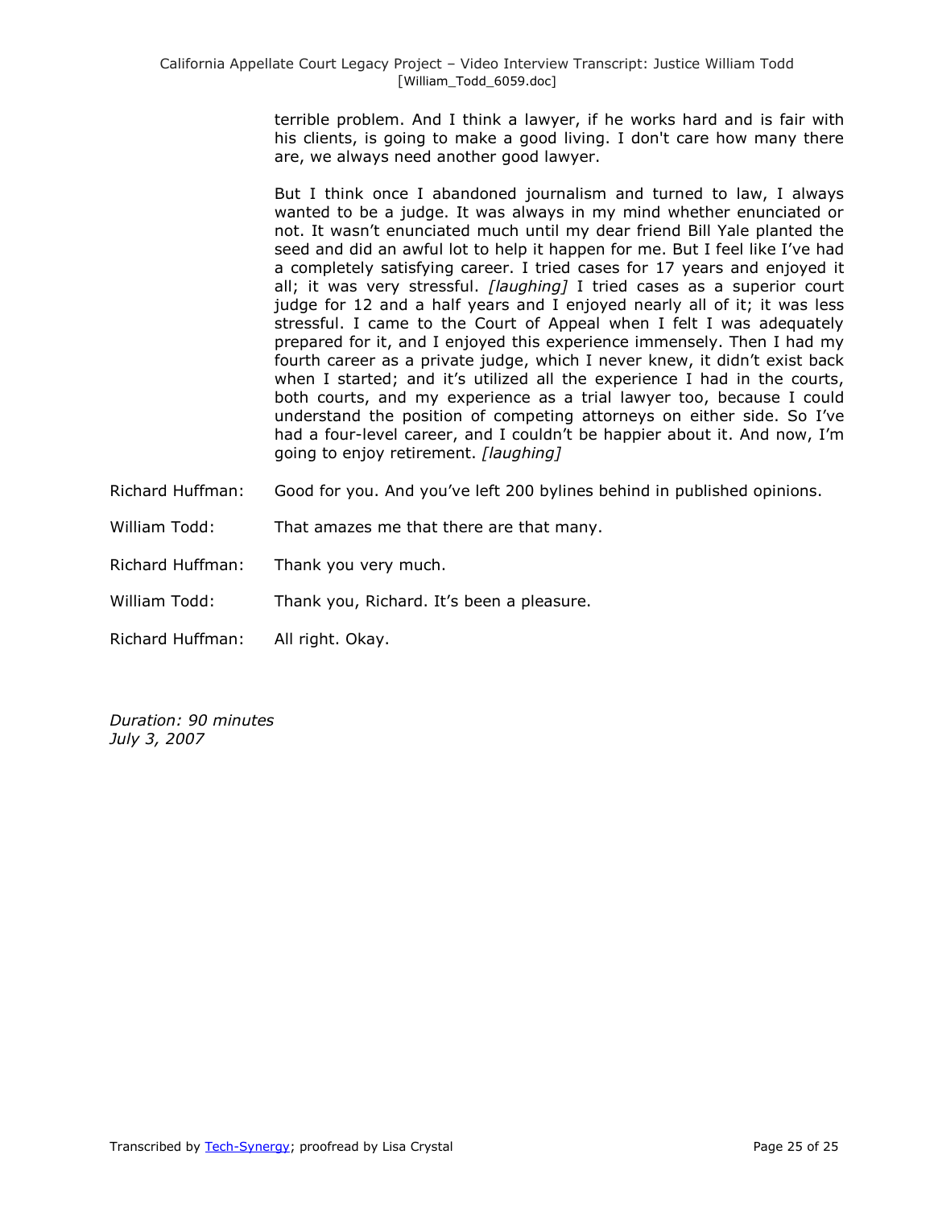terrible problem. And I think a lawyer, if he works hard and is fair with his clients, is going to make a good living. I don't care how many there are, we always need another good lawyer.

But I think once I abandoned journalism and turned to law, I always wanted to be a judge. It was always in my mind whether enunciated or not. It wasn't enunciated much until my dear friend Bill Yale planted the seed and did an awful lot to help it happen for me. But I feel like I've had a completely satisfying career. I tried cases for 17 years and enjoyed it all; it was very stressful. *[laughing]* I tried cases as a superior court judge for 12 and a half years and I enjoyed nearly all of it; it was less stressful. I came to the Court of Appeal when I felt I was adequately prepared for it, and I enjoyed this experience immensely. Then I had my fourth career as a private judge, which I never knew, it didn't exist back when I started; and it's utilized all the experience I had in the courts, both courts, and my experience as a trial lawyer too, because I could understand the position of competing attorneys on either side. So I've had a four-level career, and I couldn't be happier about it. And now, I'm going to enjoy retirement. *[laughing]*

Richard Huffman: Good for you. And you've left 200 bylines behind in published opinions.

William Todd: That amazes me that there are that many.

Richard Huffman: Thank you very much.

William Todd: Thank you, Richard. It's been a pleasure.

Richard Huffman: All right. Okay.

*Duration: 90 minutes*
*July 3, 2007*

Transcribed by Tech-Synergy; proofread by Lisa Crystal